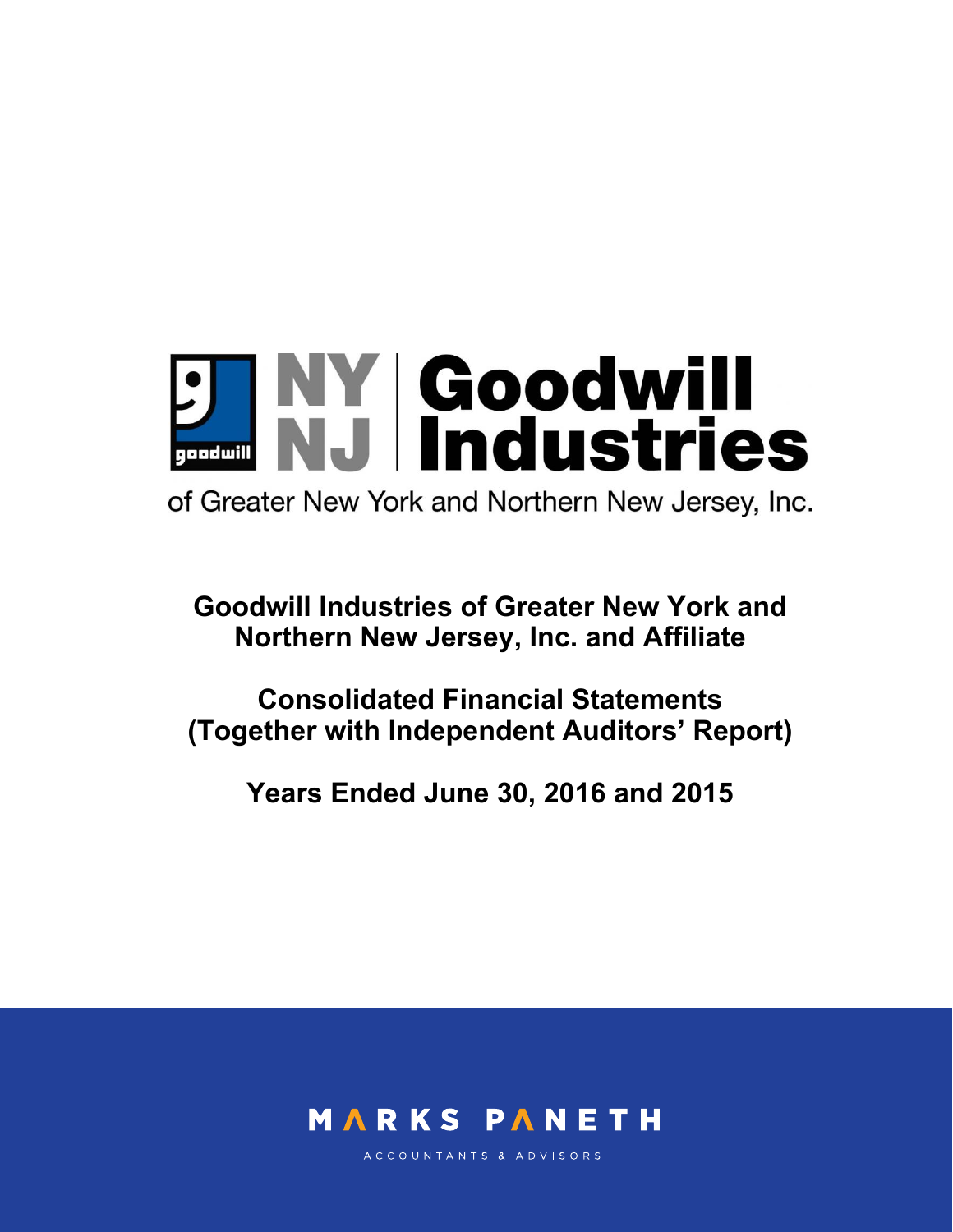NY NJ Goodwill Industries

of Greater New York and Northern New Jersey, Inc.

# Goodwill Industries of Greater New York and Northern New Jersey, Inc. and Affiliate

## Consolidated Financial Statements (Together with Independent Auditors' Report)

## Years Ended June 30, 2016 and 2015

MARKS PANETH

ACCOUNTANTS & ADVISORS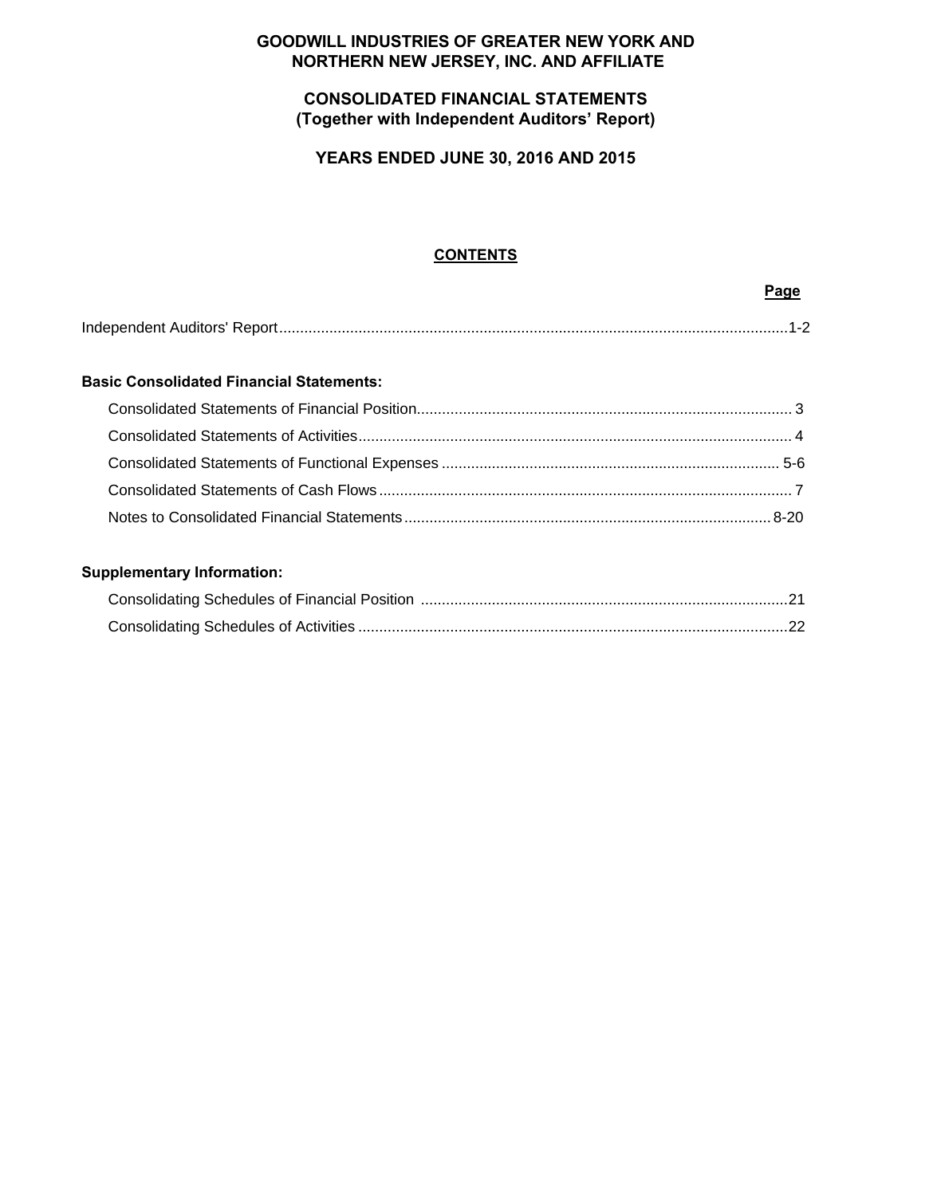# GOODWILL INDUSTRIES OF GREATER NEW YORK AND NORTHERN NEW JERSEY, INC. AND AFFILIATE

## CONSOLIDATED FINANCIAL STATEMENTS
## (Together with Independent Auditors' Report)

## YEARS ENDED JUNE 30, 2016 AND 2015

### CONTENTS

| | Page |
|---|---|
| Independent Auditors' Report | 1-2 |
| **Basic Consolidated Financial Statements:** | |
| Consolidated Statements of Financial Position | 3 |
| Consolidated Statements of Activities | 4 |
| Consolidated Statements of Functional Expenses | 5-6 |
| Consolidated Statements of Cash Flows | 7 |
| Notes to Consolidated Financial Statements | 8-20 |
| **Supplementary Information:** | |
| Consolidating Schedules of Financial Position | 21 |
| Consolidating Schedules of Activities | 22 |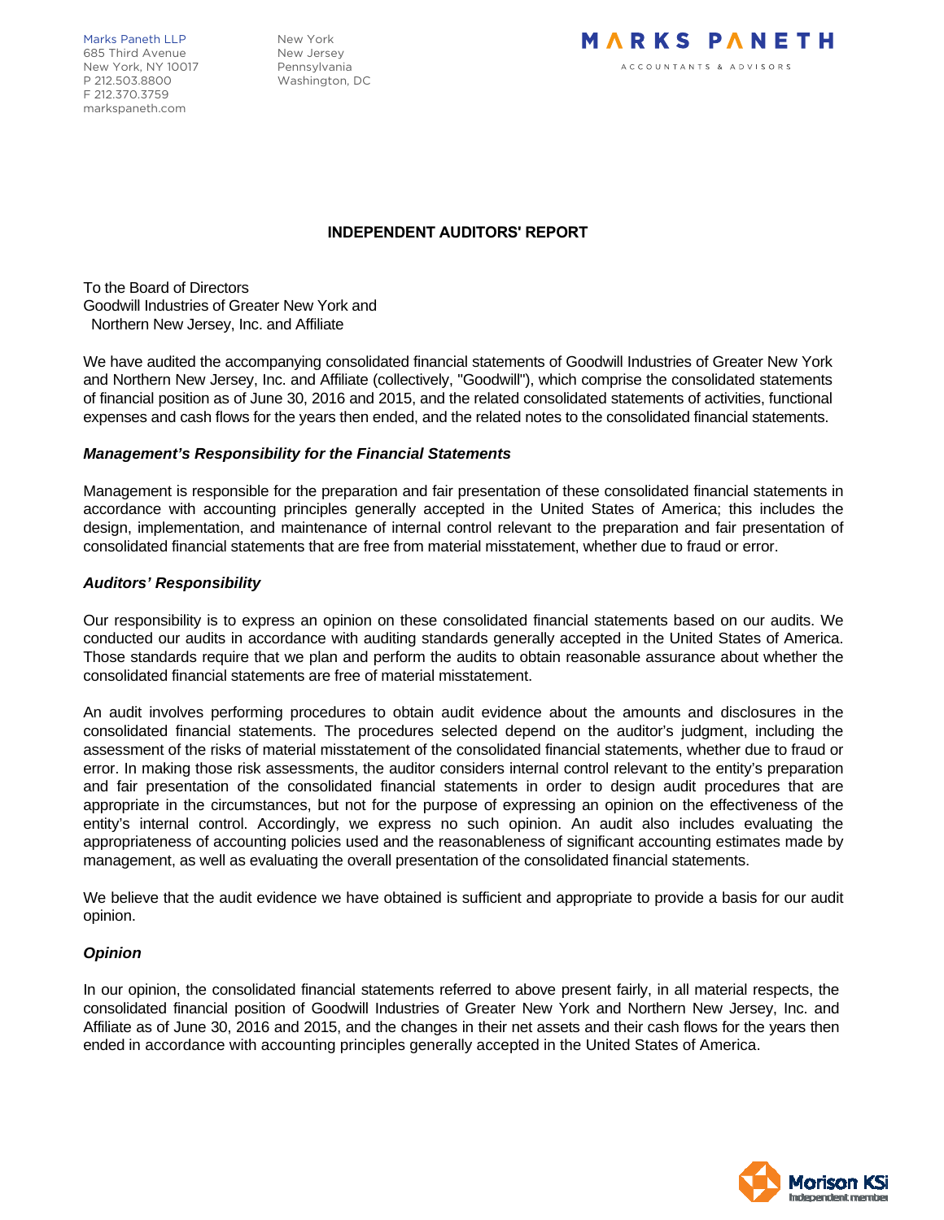Marks Paneth LLP
685 Third Avenue
New York, NY 10017
P 212.503.8800
F 212.370.3759
markspaneth.com

New York
New Jersey
Pennsylvania
Washington, DC

MARKS PANETH
ACCOUNTANTS & ADVISORS

# INDEPENDENT AUDITORS' REPORT

To the Board of Directors
Goodwill Industries of Greater New York and
Northern New Jersey, Inc. and Affiliate

We have audited the accompanying consolidated financial statements of Goodwill Industries of Greater New York and Northern New Jersey, Inc. and Affiliate (collectively, "Goodwill"), which comprise the consolidated statements of financial position as of June 30, 2016 and 2015, and the related consolidated statements of activities, functional expenses and cash flows for the years then ended, and the related notes to the consolidated financial statements.

### *Management's Responsibility for the Financial Statements*

Management is responsible for the preparation and fair presentation of these consolidated financial statements in accordance with accounting principles generally accepted in the United States of America; this includes the design, implementation, and maintenance of internal control relevant to the preparation and fair presentation of consolidated financial statements that are free from material misstatement, whether due to fraud or error.

### *Auditors' Responsibility*

Our responsibility is to express an opinion on these consolidated financial statements based on our audits. We conducted our audits in accordance with auditing standards generally accepted in the United States of America. Those standards require that we plan and perform the audits to obtain reasonable assurance about whether the consolidated financial statements are free of material misstatement.

An audit involves performing procedures to obtain audit evidence about the amounts and disclosures in the consolidated financial statements. The procedures selected depend on the auditor's judgment, including the assessment of the risks of material misstatement of the consolidated financial statements, whether due to fraud or error. In making those risk assessments, the auditor considers internal control relevant to the entity's preparation and fair presentation of the consolidated financial statements in order to design audit procedures that are appropriate in the circumstances, but not for the purpose of expressing an opinion on the effectiveness of the entity's internal control. Accordingly, we express no such opinion. An audit also includes evaluating the appropriateness of accounting policies used and the reasonableness of significant accounting estimates made by management, as well as evaluating the overall presentation of the consolidated financial statements.

We believe that the audit evidence we have obtained is sufficient and appropriate to provide a basis for our audit opinion.

### *Opinion*

In our opinion, the consolidated financial statements referred to above present fairly, in all material respects, the consolidated financial position of Goodwill Industries of Greater New York and Northern New Jersey, Inc. and Affiliate as of June 30, 2016 and 2015, and the changes in their net assets and their cash flows for the years then ended in accordance with accounting principles generally accepted in the United States of America.

Morison KSi
Independent member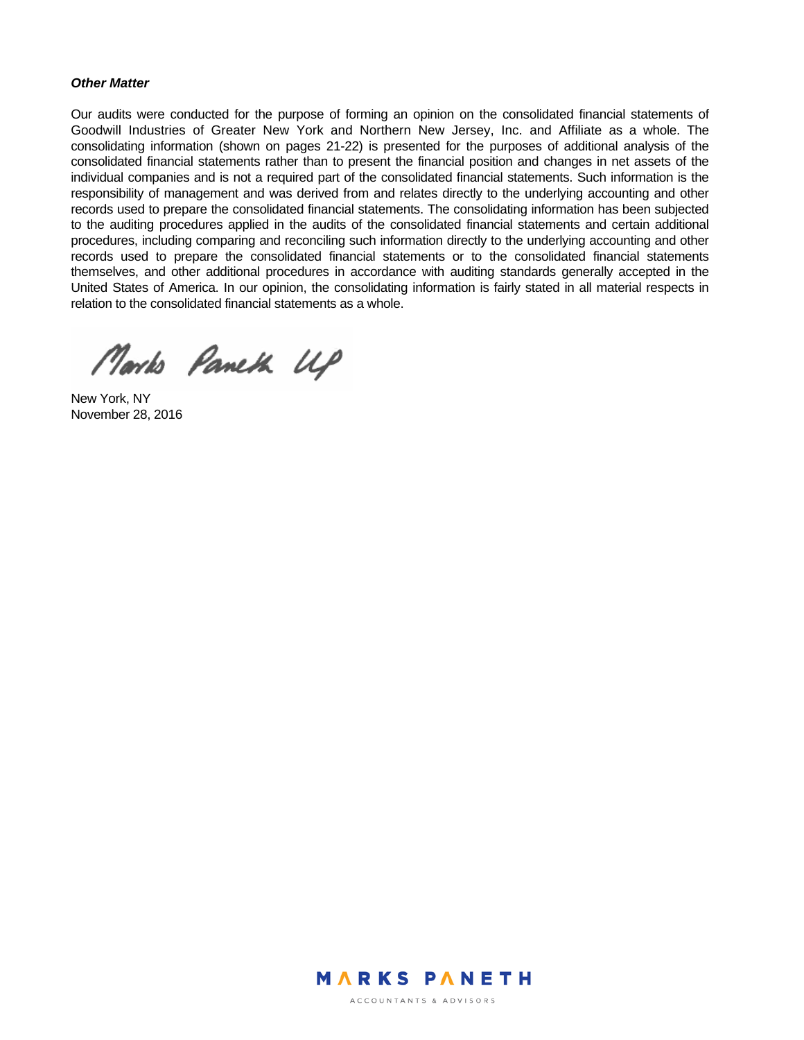***Other Matter***

Our audits were conducted for the purpose of forming an opinion on the consolidated financial statements of Goodwill Industries of Greater New York and Northern New Jersey, Inc. and Affiliate as a whole. The consolidating information (shown on pages 21-22) is presented for the purposes of additional analysis of the consolidated financial statements rather than to present the financial position and changes in net assets of the individual companies and is not a required part of the consolidated financial statements. Such information is the responsibility of management and was derived from and relates directly to the underlying accounting and other records used to prepare the consolidated financial statements. The consolidating information has been subjected to the auditing procedures applied in the audits of the consolidated financial statements and certain additional procedures, including comparing and reconciling such information directly to the underlying accounting and other records used to prepare the consolidated financial statements or to the consolidated financial statements themselves, and other additional procedures in accordance with auditing standards generally accepted in the United States of America. In our opinion, the consolidating information is fairly stated in all material respects in relation to the consolidated financial statements as a whole.

Marks Paneth LLP

New York, NY
November 28, 2016

MARKS PANETH
ACCOUNTANTS & ADVISORS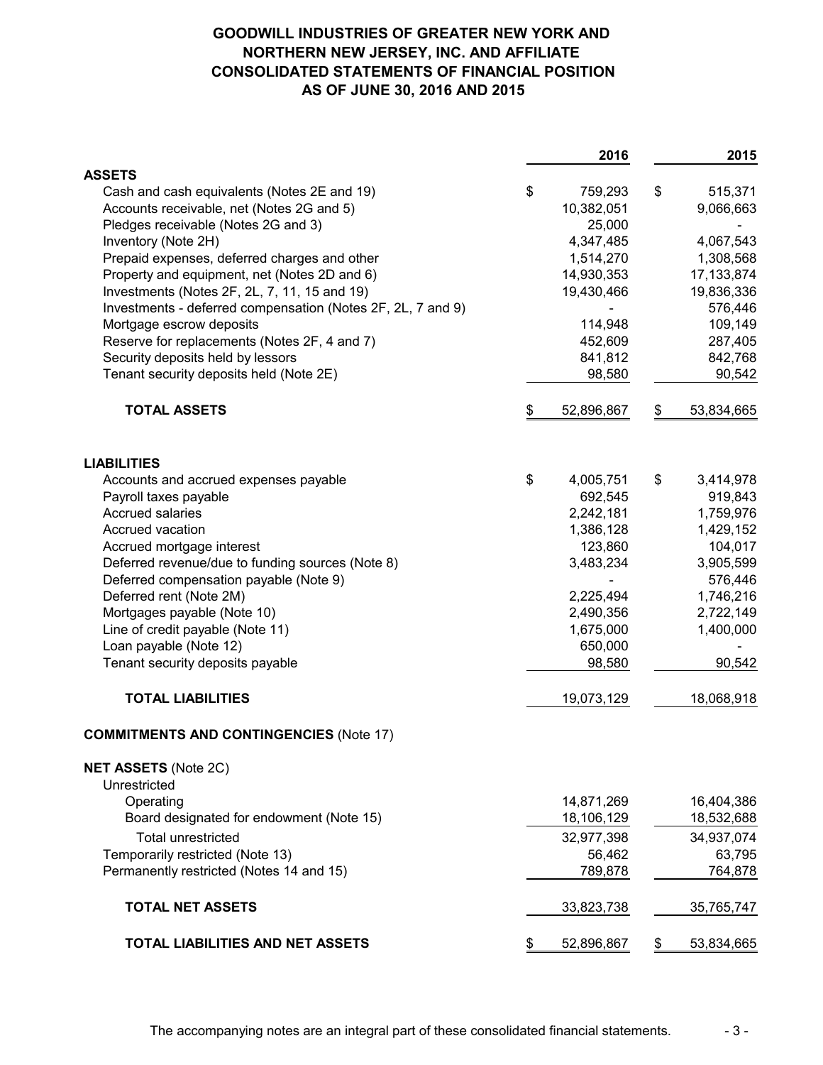# GOODWILL INDUSTRIES OF GREATER NEW YORK AND NORTHERN NEW JERSEY, INC. AND AFFILIATE
## CONSOLIDATED STATEMENTS OF FINANCIAL POSITION
## AS OF JUNE 30, 2016 AND 2015

| | 2016 | 2015 |
|---|---|---|
| **ASSETS** | | |
| Cash and cash equivalents (Notes 2E and 19) | $ 759,293 | $ 515,371 |
| Accounts receivable, net (Notes 2G and 5) | 10,382,051 | 9,066,663 |
| Pledges receivable (Notes 2G and 3) | 25,000 | - |
| Inventory (Note 2H) | 4,347,485 | 4,067,543 |
| Prepaid expenses, deferred charges and other | 1,514,270 | 1,308,568 |
| Property and equipment, net (Notes 2D and 6) | 14,930,353 | 17,133,874 |
| Investments (Notes 2F, 2L, 7, 11, 15 and 19) | 19,430,466 | 19,836,336 |
| Investments - deferred compensation (Notes 2F, 2L, 7 and 9) | - | 576,446 |
| Mortgage escrow deposits | 114,948 | 109,149 |
| Reserve for replacements (Notes 2F, 4 and 7) | 452,609 | 287,405 |
| Security deposits held by lessors | 841,812 | 842,768 |
| Tenant security deposits held (Note 2E) | 98,580 | 90,542 |
| **TOTAL ASSETS** | $ 52,896,867 | $ 53,834,665 |
| **LIABILITIES** | | |
| Accounts and accrued expenses payable | $ 4,005,751 | $ 3,414,978 |
| Payroll taxes payable | 692,545 | 919,843 |
| Accrued salaries | 2,242,181 | 1,759,976 |
| Accrued vacation | 1,386,128 | 1,429,152 |
| Accrued mortgage interest | 123,860 | 104,017 |
| Deferred revenue/due to funding sources (Note 8) | 3,483,234 | 3,905,599 |
| Deferred compensation payable (Note 9) | - | 576,446 |
| Deferred rent (Note 2M) | 2,225,494 | 1,746,216 |
| Mortgages payable (Note 10) | 2,490,356 | 2,722,149 |
| Line of credit payable (Note 11) | 1,675,000 | 1,400,000 |
| Loan payable (Note 12) | 650,000 | - |
| Tenant security deposits payable | 98,580 | 90,542 |
| **TOTAL LIABILITIES** | 19,073,129 | 18,068,918 |
| **COMMITMENTS AND CONTINGENCIES** (Note 17) | | |
| **NET ASSETS** (Note 2C) | | |
| Unrestricted | | |
| Operating | 14,871,269 | 16,404,386 |
| Board designated for endowment (Note 15) | 18,106,129 | 18,532,688 |
| Total unrestricted | 32,977,398 | 34,937,074 |
| Temporarily restricted (Note 13) | 56,462 | 63,795 |
| Permanently restricted (Notes 14 and 15) | 789,878 | 764,878 |
| **TOTAL NET ASSETS** | 33,823,738 | 35,765,747 |
| **TOTAL LIABILITIES AND NET ASSETS** | $ 52,896,867 | $ 53,834,665 |

The accompanying notes are an integral part of these consolidated financial statements.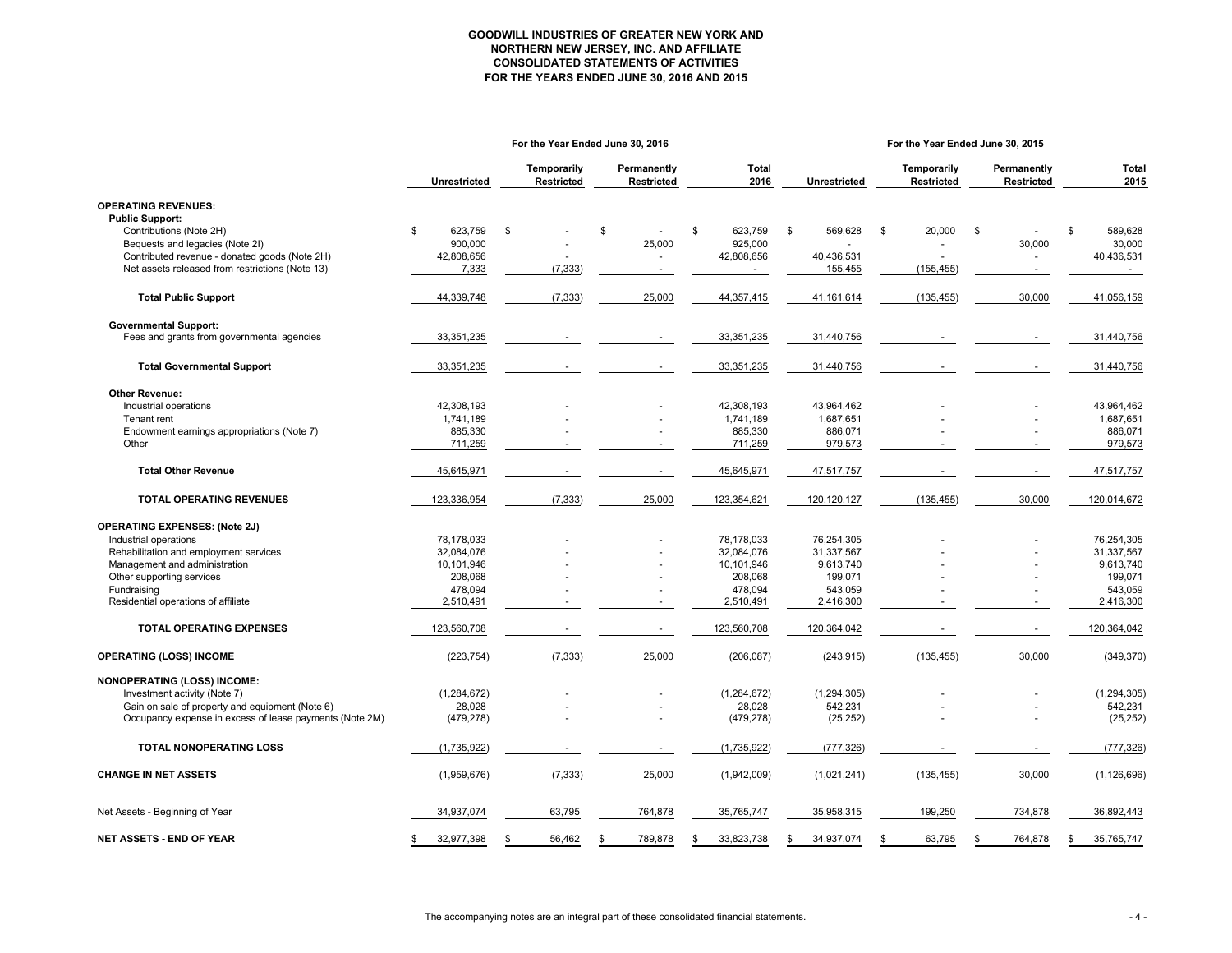# GOODWILL INDUSTRIES OF GREATER NEW YORK AND NORTHERN NEW JERSEY, INC. AND AFFILIATE
## CONSOLIDATED STATEMENTS OF ACTIVITIES
## FOR THE YEARS ENDED JUNE 30, 2016 AND 2015

| | For the Year Ended June 30, 2016 | | | | For the Year Ended June 30, 2015 | | | |
|---|---|---|---|---|---|---|---|---|
| | Unrestricted | Temporarily Restricted | Permanently Restricted | Total 2016 | Unrestricted | Temporarily Restricted | Permanently Restricted | Total 2015 |
| **OPERATING REVENUES:** | | | | | | | | |
| **Public Support:** | | | | | | | | |
| Contributions (Note 2H) | $ 623,759 | $ - | $ - | $ 623,759 | $ 569,628 | $ 20,000 | $ - | $ 589,628 |
| Bequests and legacies (Note 2I) | 900,000 | - | 25,000 | 925,000 | - | - | 30,000 | 30,000 |
| Contributed revenue - donated goods (Note 2H) | 42,808,656 | - | - | 42,808,656 | 40,436,531 | - | - | 40,436,531 |
| Net assets released from restrictions (Note 13) | 7,333 | (7,333) | - | - | 155,455 | (155,455) | - | - |
| **Total Public Support** | 44,339,748 | (7,333) | 25,000 | 44,357,415 | 41,161,614 | (135,455) | 30,000 | 41,056,159 |
| **Governmental Support:** | | | | | | | | |
| Fees and grants from governmental agencies | 33,351,235 | - | - | 33,351,235 | 31,440,756 | - | - | 31,440,756 |
| **Total Governmental Support** | 33,351,235 | - | - | 33,351,235 | 31,440,756 | - | - | 31,440,756 |
| **Other Revenue:** | | | | | | | | |
| Industrial operations | 42,308,193 | - | - | 42,308,193 | 43,964,462 | - | - | 43,964,462 |
| Tenant rent | 1,741,189 | - | - | 1,741,189 | 1,687,651 | - | - | 1,687,651 |
| Endowment earnings appropriations (Note 7) | 885,330 | - | - | 885,330 | 886,071 | - | - | 886,071 |
| Other | 711,259 | - | - | 711,259 | 979,573 | - | - | 979,573 |
| **Total Other Revenue** | 45,645,971 | - | - | 45,645,971 | 47,517,757 | - | - | 47,517,757 |
| **TOTAL OPERATING REVENUES** | 123,336,954 | (7,333) | 25,000 | 123,354,621 | 120,120,127 | (135,455) | 30,000 | 120,014,672 |
| **OPERATING EXPENSES: (Note 2J)** | | | | | | | | |
| Industrial operations | 78,178,033 | - | - | 78,178,033 | 76,254,305 | - | - | 76,254,305 |
| Rehabilitation and employment services | 32,084,076 | - | - | 32,084,076 | 31,337,567 | - | - | 31,337,567 |
| Management and administration | 10,101,946 | - | - | 10,101,946 | 9,613,740 | - | - | 9,613,740 |
| Other supporting services | 208,068 | - | - | 208,068 | 199,071 | - | - | 199,071 |
| Fundraising | 478,094 | - | - | 478,094 | 543,059 | - | - | 543,059 |
| Residential operations of affiliate | 2,510,491 | - | - | 2,510,491 | 2,416,300 | - | - | 2,416,300 |
| **TOTAL OPERATING EXPENSES** | 123,560,708 | - | - | 123,560,708 | 120,364,042 | - | - | 120,364,042 |
| **OPERATING (LOSS) INCOME** | (223,754) | (7,333) | 25,000 | (206,087) | (243,915) | (135,455) | 30,000 | (349,370) |
| **NONOPERATING (LOSS) INCOME:** | | | | | | | | |
| Investment activity (Note 7) | (1,284,672) | - | - | (1,284,672) | (1,294,305) | - | - | (1,294,305) |
| Gain on sale of property and equipment (Note 6) | 28,028 | - | - | 28,028 | 542,231 | - | - | 542,231 |
| Occupancy expense in excess of lease payments (Note 2M) | (479,278) | - | - | (479,278) | (25,252) | - | - | (25,252) |
| **TOTAL NONOPERATING LOSS** | (1,735,922) | - | - | (1,735,922) | (777,326) | - | - | (777,326) |
| **CHANGE IN NET ASSETS** | (1,959,676) | (7,333) | 25,000 | (1,942,009) | (1,021,241) | (135,455) | 30,000 | (1,126,696) |
| Net Assets - Beginning of Year | 34,937,074 | 63,795 | 764,878 | 35,765,747 | 35,958,315 | 199,250 | 734,878 | 36,892,443 |
| **NET ASSETS - END OF YEAR** | $ 32,977,398 | $ 56,462 | $ 789,878 | $ 33,823,738 | $ 34,937,074 | $ 63,795 | $ 764,878 | $ 35,765,747 |

The accompanying notes are an integral part of these consolidated financial statements.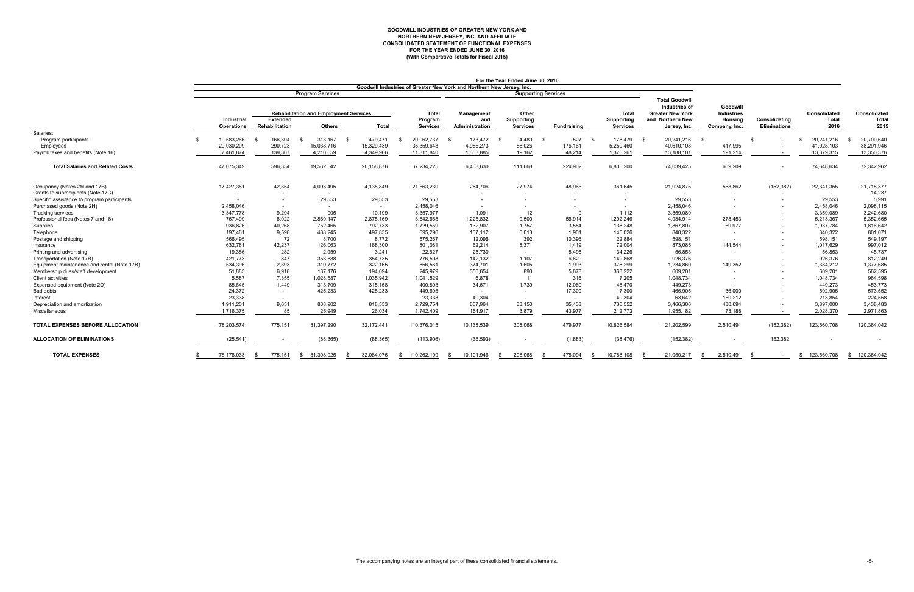# GOODWILL INDUSTRIES OF GREATER NEW YORK AND NORTHERN NEW JERSEY, INC. AND AFFILIATE
## CONSOLIDATED STATEMENT OF FUNCTIONAL EXPENSES
## FOR THE YEAR ENDED JUNE 30, 2016
## (With Comparative Totals for Fiscal 2015)

| | For the Year Ended June 30, 2016 | | | | | | | | | | | | | | |
|---|---|---|---|---|---|---|---|---|---|---|---|---|---|---|---|
| | Goodwill Industries of Greater New York and Northern New Jersey, Inc. | | | | | | | | | | | | | | |
| | Program Services | | | | | Supporting Services | | | | | | | | | |
| | Industrial Operations | Rehabilitation and Employment Services | | | Total Program Services | Management and Administration | Other Supporting Services | Fundraising | Total Supporting Services | Total Goodwill Industries of Greater New York and Northern New Jersey, Inc. | Goodwill Industries Housing Company, Inc. | Consolidating Eliminations | Consolidated Total 2016 | Consolidated Total 2015 |
| | | Extended Rehabilitation | Others | Total | | | | | | | | | | |
| Salaries: | | | | | | | | | | | | | | |
| Program participants | $ 19,583,266 | $ 166,304 | $ 313,167 | $ 479,471 | $ 20,062,737 | $ 173,472 | $ 4,480 | $ 527 | $ 178,479 | $ 20,241,216 | $ - | $ - | $ 20,241,216 | $ 20,700,640 |
| Employees | 20,030,209 | 290,723 | 15,038,716 | 15,329,439 | 35,359,648 | 4,986,273 | 88,026 | 176,161 | 5,250,460 | 40,610,108 | 417,995 | - | 41,028,103 | 38,291,946 |
| Payroll taxes and benefits (Note 16) | 7,461,874 | 139,307 | 4,210,659 | 4,349,966 | 11,811,840 | 1,308,885 | 19,162 | 48,214 | 1,376,261 | 13,188,101 | 191,214 | - | 13,379,315 | 13,350,376 |
| **Total Salaries and Related Costs** | 47,075,349 | 596,334 | 19,562,542 | 20,158,876 | 67,234,225 | 6,468,630 | 111,668 | 224,902 | 6,805,200 | 74,039,425 | 609,209 | - | 74,648,634 | 72,342,962 |
| Occupancy (Notes 2M and 17B) | 17,427,381 | 42,354 | 4,093,495 | 4,135,849 | 21,563,230 | 284,706 | 27,974 | 48,965 | 361,645 | 21,924,875 | 568,862 | (152,382) | 22,341,355 | 21,718,377 |
| Grants to subrecipients (Note 17C) | - | - | - | - | - | - | - | - | - | - | - | - | - | 14,237 |
| Specific assistance to program participants | - | - | 29,553 | 29,553 | 29,553 | - | - | - | - | 29,553 | - | - | 29,553 | 5,991 |
| Purchased goods (Note 2H) | 2,458,046 | - | - | - | 2,458,046 | - | - | - | - | 2,458,046 | - | - | 2,458,046 | 2,098,115 |
| Trucking services | 3,347,778 | 9,294 | 905 | 10,199 | 3,357,977 | 1,091 | 12 | 9 | 1,112 | 3,359,089 | - | - | 3,359,089 | 3,242,680 |
| Professional fees (Notes 7 and 18) | 767,499 | 6,022 | 2,869,147 | 2,875,169 | 3,642,668 | 1,225,832 | 9,500 | 56,914 | 1,292,246 | 4,934,914 | 278,453 | - | 5,213,367 | 5,352,665 |
| Supplies | 936,826 | 40,268 | 752,465 | 792,733 | 1,729,559 | 132,907 | 1,757 | 3,584 | 138,248 | 1,867,807 | 69,977 | - | 1,937,784 | 1,816,642 |
| Telephone | 197,461 | 9,590 | 488,245 | 497,835 | 695,296 | 137,112 | 6,013 | 1,901 | 145,026 | 840,322 | - | - | 840,322 | 801,071 |
| Postage and shipping | 566,495 | 72 | 8,700 | 8,772 | 575,267 | 12,096 | 392 | 10,396 | 22,884 | 598,151 | - | - | 598,151 | 549,197 |
| Insurance | 632,781 | 42,237 | 126,063 | 168,300 | 801,081 | 62,214 | 8,371 | 1,419 | 72,004 | 873,085 | 144,544 | - | 1,017,629 | 997,012 |
| Printing and advertising | 19,386 | 282 | 2,959 | 3,241 | 22,627 | 25,730 | - | 8,496 | 34,226 | 56,853 | - | - | 56,853 | 45,737 |
| Transportation (Note 17B) | 421,773 | 847 | 353,888 | 354,735 | 776,508 | 142,132 | 1,107 | 6,629 | 149,868 | 926,376 | - | - | 926,376 | 812,249 |
| Equipment maintenance and rental (Note 17B) | 534,396 | 2,393 | 319,772 | 322,165 | 856,561 | 374,701 | 1,605 | 1,993 | 378,299 | 1,234,860 | 149,352 | - | 1,384,212 | 1,377,685 |
| Membership dues/staff development | 51,885 | 6,918 | 187,176 | 194,094 | 245,979 | 356,654 | 890 | 5,678 | 363,222 | 609,201 | - | - | 609,201 | 562,595 |
| Client activities | 5,587 | 7,355 | 1,028,587 | 1,035,942 | 1,041,529 | 6,878 | 11 | 316 | 7,205 | 1,048,734 | - | - | 1,048,734 | 964,598 |
| Expensed equipment (Note 2D) | 85,645 | 1,449 | 313,709 | 315,158 | 400,803 | 34,671 | 1,739 | 12,060 | 48,470 | 449,273 | - | - | 449,273 | 453,773 |
| Bad debts | 24,372 | - | 425,233 | 425,233 | 449,605 | - | - | 17,300 | 17,300 | 466,905 | 36,000 | - | 502,905 | 573,552 |
| Interest | 23,338 | - | - | - | 23,338 | 40,304 | - | - | 40,304 | 63,642 | 150,212 | - | 213,854 | 224,558 |
| Depreciation and amortization | 1,911,201 | 9,651 | 808,902 | 818,553 | 2,729,754 | 667,964 | 33,150 | 35,438 | 736,552 | 3,466,306 | 430,694 | - | 3,897,000 | 3,438,483 |
| Miscellaneous | 1,716,375 | 85 | 25,949 | 26,034 | 1,742,409 | 164,917 | 3,879 | 43,977 | 212,773 | 1,955,182 | 73,188 | - | 2,028,370 | 2,971,863 |
| **TOTAL EXPENSES BEFORE ALLOCATION** | 78,203,574 | 775,151 | 31,397,290 | 32,172,441 | 110,376,015 | 10,138,539 | 208,068 | 479,977 | 10,826,584 | 121,202,599 | 2,510,491 | (152,382) | 123,560,708 | 120,364,042 |
| **ALLOCATION OF ELIMINATIONS** | (25,541) | - | (88,365) | (88,365) | (113,906) | (36,593) | - | (1,883) | (38,476) | (152,382) | - | 152,382 | - | - |
| **TOTAL EXPENSES** | $ 78,178,033 | $ 775,151 | $ 31,308,925 | $ 32,084,076 | $ 110,262,109 | $ 10,101,946 | $ 208,068 | $ 478,094 | $ 10,788,108 | $ 121,050,217 | $ 2,510,491 | $ - | $ 123,560,708 | $ 120,364,042 |

The accompanying notes are an integral part of these consolidated financial statements.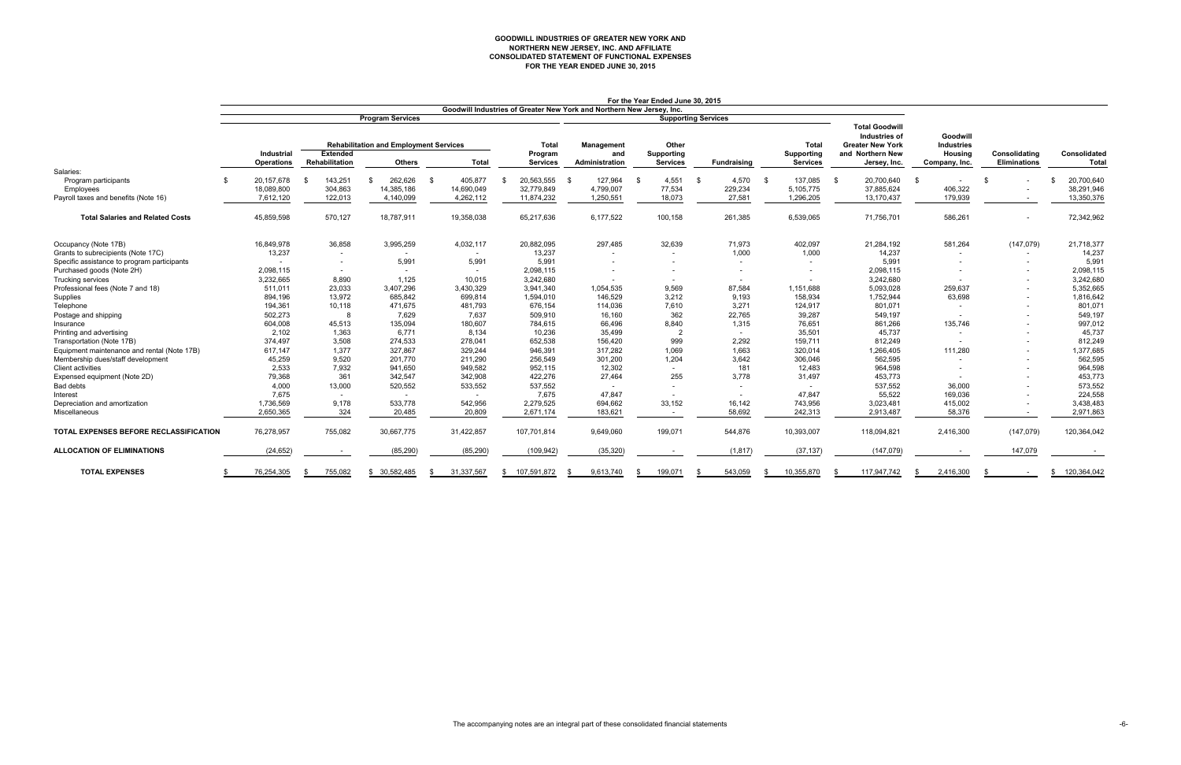# GOODWILL INDUSTRIES OF GREATER NEW YORK AND NORTHERN NEW JERSEY, INC. AND AFFILIATE
## CONSOLIDATED STATEMENT OF FUNCTIONAL EXPENSES
## FOR THE YEAR ENDED JUNE 30, 2015

| | For the Year Ended June 30, 2015 | | | | | | | | | | | | | |
|---|---|---|---|---|---|---|---|---|---|---|---|---|---|---|
| | Goodwill Industries of Greater New York and Northern New Jersey, Inc. | | | | | | | | | | | | | |
| | Program Services | | | | | Supporting Services | | | | | | | | |
| | | Rehabilitation and Employment Services | | | | | | | | | | | | |
| | Industrial Operations | Extended Rehabilitation | Others | Total | Total Program Services | Management and Administration | Other Supporting Services | Fundraising | Total Supporting Services | Total Goodwill Industries of Greater New York and Northern New Jersey, Inc. | Goodwill Industries Housing Company, Inc. | Consolidating Eliminations | Consolidated Total |
| Salaries: | | | | | | | | | | | | | |
| Program participants | $ 20,157,678 | $ 143,251 | $ 262,626 | $ 405,877 | $ 20,563,555 | $ 127,964 | $ 4,551 | $ 4,570 | $ 137,085 | $ 20,700,640 | $ - | $ - | $ 20,700,640 |
| Employees | 18,089,800 | 304,863 | 14,385,186 | 14,690,049 | 32,779,849 | 4,799,007 | 77,534 | 229,234 | 5,105,775 | 37,885,624 | 406,322 | - | 38,291,946 |
| Payroll taxes and benefits (Note 16) | 7,612,120 | 122,013 | 4,140,099 | 4,262,112 | 11,874,232 | 1,250,551 | 18,073 | 27,581 | 1,296,205 | 13,170,437 | 179,939 | - | 13,350,376 |
| **Total Salaries and Related Costs** | 45,859,598 | 570,127 | 18,787,911 | 19,358,038 | 65,217,636 | 6,177,522 | 100,158 | 261,385 | 6,539,065 | 71,756,701 | 586,261 | - | 72,342,962 |
| Occupancy (Note 17B) | 16,849,978 | 36,858 | 3,995,259 | 4,032,117 | 20,882,095 | 297,485 | 32,639 | 71,973 | 402,097 | 21,284,192 | 581,264 | (147,079) | 21,718,377 |
| Grants to subrecipients (Note 17C) | 13,237 | - | - | - | 13,237 | - | - | 1,000 | 1,000 | 14,237 | - | - | 14,237 |
| Specific assistance to program participants | - | - | 5,991 | 5,991 | 5,991 | - | - | - | - | 5,991 | - | - | 5,991 |
| Purchased goods (Note 2H) | 2,098,115 | - | - | - | 2,098,115 | - | - | - | - | 2,098,115 | - | - | 2,098,115 |
| Trucking services | 3,232,665 | 8,890 | 1,125 | 10,015 | 3,242,680 | - | - | - | - | 3,242,680 | - | - | 3,242,680 |
| Professional fees (Note 7 and 18) | 511,011 | 23,033 | 3,407,296 | 3,430,329 | 3,941,340 | 1,054,535 | 9,569 | 87,584 | 1,151,688 | 5,093,028 | 259,637 | - | 5,352,665 |
| Supplies | 894,196 | 13,972 | 685,842 | 699,814 | 1,594,010 | 146,529 | 3,212 | 9,193 | 158,934 | 1,752,944 | 63,698 | - | 1,816,642 |
| Telephone | 194,361 | 10,118 | 471,675 | 481,793 | 676,154 | 114,036 | 7,610 | 3,271 | 124,917 | 801,071 | - | - | 801,071 |
| Postage and shipping | 502,273 | 8 | 7,629 | 7,637 | 509,910 | 16,160 | 362 | 22,765 | 39,287 | 549,197 | - | - | 549,197 |
| Insurance | 604,008 | 45,513 | 135,094 | 180,607 | 784,615 | 66,496 | 8,840 | 1,315 | 76,651 | 861,266 | 135,746 | - | 997,012 |
| Printing and advertising | 2,102 | 1,363 | 6,771 | 8,134 | 10,236 | 35,499 | 2 | - | 35,501 | 45,737 | - | - | 45,737 |
| Transportation (Note 17B) | 374,497 | 3,508 | 274,533 | 278,041 | 652,538 | 156,420 | 999 | 2,292 | 159,711 | 812,249 | - | - | 812,249 |
| Equipment maintenance and rental (Note 17B) | 617,147 | 1,377 | 327,867 | 329,244 | 946,391 | 317,282 | 1,069 | 1,663 | 320,014 | 1,266,405 | 111,280 | - | 1,377,685 |
| Membership dues/staff development | 45,259 | 9,520 | 201,770 | 211,290 | 256,549 | 301,200 | 1,204 | 3,642 | 306,046 | 562,595 | - | - | 562,595 |
| Client activities | 2,533 | 7,932 | 941,650 | 949,582 | 952,115 | 12,302 | - | 181 | 12,483 | 964,598 | - | - | 964,598 |
| Expensed equipment (Note 2D) | 79,368 | 361 | 342,547 | 342,908 | 422,276 | 27,464 | 255 | 3,778 | 31,497 | 453,773 | - | - | 453,773 |
| Bad debts | 4,000 | 13,000 | 520,552 | 533,552 | 537,552 | - | - | - | - | 537,552 | 36,000 | - | 573,552 |
| Interest | 7,675 | - | - | - | 7,675 | 47,847 | - | - | 47,847 | 55,522 | 169,036 | - | 224,558 |
| Depreciation and amortization | 1,736,569 | 9,178 | 533,778 | 542,956 | 2,279,525 | 694,662 | 33,152 | 16,142 | 743,956 | 3,023,481 | 415,002 | - | 3,438,483 |
| Miscellaneous | 2,650,365 | 324 | 20,485 | 20,809 | 2,671,174 | 183,621 | - | 58,692 | 242,313 | 2,913,487 | 58,376 | - | 2,971,863 |
| **TOTAL EXPENSES BEFORE RECLASSIFICATION** | 76,278,957 | 755,082 | 30,667,775 | 31,422,857 | 107,701,814 | 9,649,060 | 199,071 | 544,876 | 10,393,007 | 118,094,821 | 2,416,300 | (147,079) | 120,364,042 |
| **ALLOCATION OF ELIMINATIONS** | (24,652) | - | (85,290) | (85,290) | (109,942) | (35,320) | - | (1,817) | (37,137) | (147,079) | - | 147,079 | - |
| **TOTAL EXPENSES** | $ 76,254,305 | $ 755,082 | $ 30,582,485 | $ 31,337,567 | $ 107,591,872 | $ 9,613,740 | $ 199,071 | $ 543,059 | $ 10,355,870 | $ 117,947,742 | $ 2,416,300 | $ - | $ 120,364,042 |

The accompanying notes are an integral part of these consolidated financial statements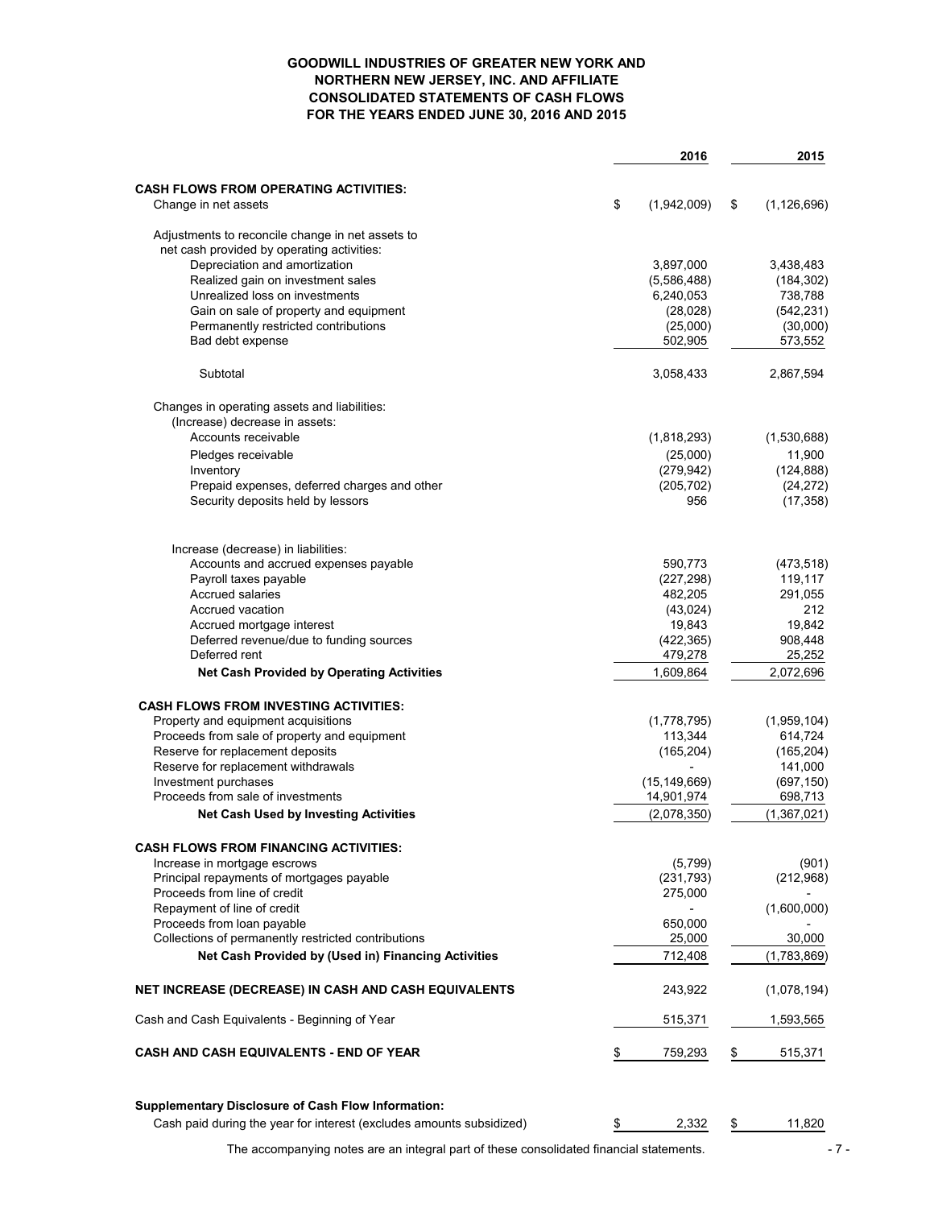**GOODWILL INDUSTRIES OF GREATER NEW YORK AND NORTHERN NEW JERSEY, INC. AND AFFILIATE**
**CONSOLIDATED STATEMENTS OF CASH FLOWS**
**FOR THE YEARS ENDED JUNE 30, 2016 AND 2015**

| | 2016 | 2015 |
|---|---|---|
| **CASH FLOWS FROM OPERATING ACTIVITIES:** | | |
| Change in net assets | $ (1,942,009) | $ (1,126,696) |
| Adjustments to reconcile change in net assets to net cash provided by operating activities: | | |
| Depreciation and amortization | 3,897,000 | 3,438,483 |
| Realized gain on investment sales | (5,586,488) | (184,302) |
| Unrealized loss on investments | 6,240,053 | 738,788 |
| Gain on sale of property and equipment | (28,028) | (542,231) |
| Permanently restricted contributions | (25,000) | (30,000) |
| Bad debt expense | 502,905 | 573,552 |
| Subtotal | 3,058,433 | 2,867,594 |
| Changes in operating assets and liabilities: | | |
| (Increase) decrease in assets: | | |
| Accounts receivable | (1,818,293) | (1,530,688) |
| Pledges receivable | (25,000) | 11,900 |
| Inventory | (279,942) | (124,888) |
| Prepaid expenses, deferred charges and other | (205,702) | (24,272) |
| Security deposits held by lessors | 956 | (17,358) |
| Increase (decrease) in liabilities: | | |
| Accounts and accrued expenses payable | 590,773 | (473,518) |
| Payroll taxes payable | (227,298) | 119,117 |
| Accrued salaries | 482,205 | 291,055 |
| Accrued vacation | (43,024) | 212 |
| Accrued mortgage interest | 19,843 | 19,842 |
| Deferred revenue/due to funding sources | (422,365) | 908,448 |
| Deferred rent | 479,278 | 25,252 |
| **Net Cash Provided by Operating Activities** | 1,609,864 | 2,072,696 |
| **CASH FLOWS FROM INVESTING ACTIVITIES:** | | |
| Property and equipment acquisitions | (1,778,795) | (1,959,104) |
| Proceeds from sale of property and equipment | 113,344 | 614,724 |
| Reserve for replacement deposits | (165,204) | (165,204) |
| Reserve for replacement withdrawals | - | 141,000 |
| Investment purchases | (15,149,669) | (697,150) |
| Proceeds from sale of investments | 14,901,974 | 698,713 |
| **Net Cash Used by Investing Activities** | (2,078,350) | (1,367,021) |
| **CASH FLOWS FROM FINANCING ACTIVITIES:** | | |
| Increase in mortgage escrows | (5,799) | (901) |
| Principal repayments of mortgages payable | (231,793) | (212,968) |
| Proceeds from line of credit | 275,000 | - |
| Repayment of line of credit | - | (1,600,000) |
| Proceeds from loan payable | 650,000 | - |
| Collections of permanently restricted contributions | 25,000 | 30,000 |
| **Net Cash Provided by (Used in) Financing Activities** | 712,408 | (1,783,869) |
| **NET INCREASE (DECREASE) IN CASH AND CASH EQUIVALENTS** | 243,922 | (1,078,194) |
| Cash and Cash Equivalents - Beginning of Year | 515,371 | 1,593,565 |
| **CASH AND CASH EQUIVALENTS - END OF YEAR** | $ 759,293 | $ 515,371 |
| **Supplementary Disclosure of Cash Flow Information:** | | |
| Cash paid during the year for interest (excludes amounts subsidized) | $ 2,332 | $ 11,820 |

The accompanying notes are an integral part of these consolidated financial statements.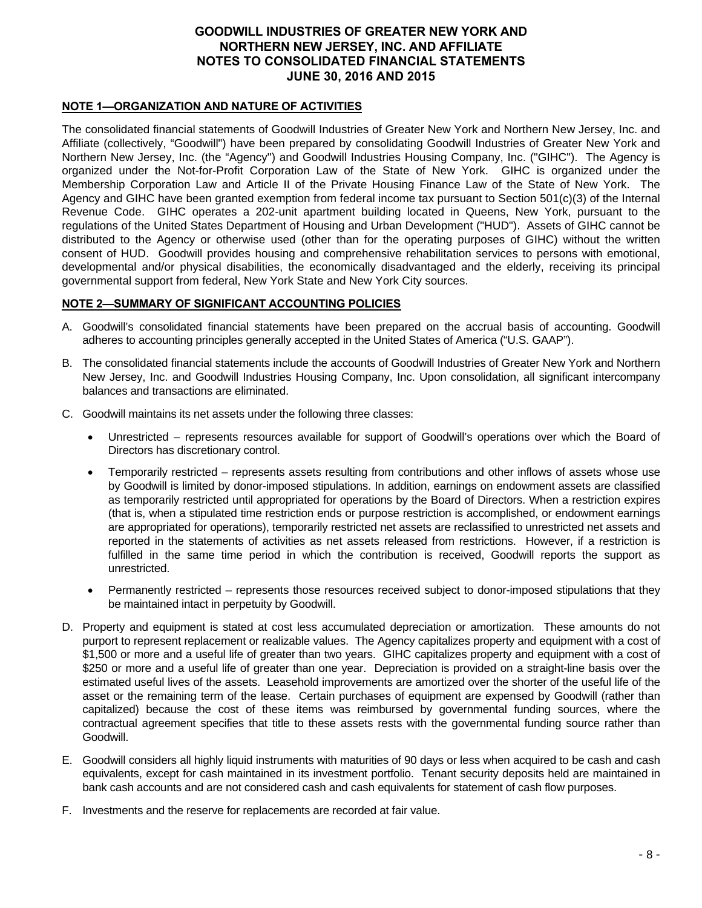# GOODWILL INDUSTRIES OF GREATER NEW YORK AND NORTHERN NEW JERSEY, INC. AND AFFILIATE
# NOTES TO CONSOLIDATED FINANCIAL STATEMENTS
# JUNE 30, 2016 AND 2015

## NOTE 1—ORGANIZATION AND NATURE OF ACTIVITIES

The consolidated financial statements of Goodwill Industries of Greater New York and Northern New Jersey, Inc. and Affiliate (collectively, "Goodwill") have been prepared by consolidating Goodwill Industries of Greater New York and Northern New Jersey, Inc. (the "Agency") and Goodwill Industries Housing Company, Inc. ("GIHC"). The Agency is organized under the Not-for-Profit Corporation Law of the State of New York. GIHC is organized under the Membership Corporation Law and Article II of the Private Housing Finance Law of the State of New York. The Agency and GIHC have been granted exemption from federal income tax pursuant to Section 501(c)(3) of the Internal Revenue Code. GIHC operates a 202-unit apartment building located in Queens, New York, pursuant to the regulations of the United States Department of Housing and Urban Development ("HUD"). Assets of GIHC cannot be distributed to the Agency or otherwise used (other than for the operating purposes of GIHC) without the written consent of HUD. Goodwill provides housing and comprehensive rehabilitation services to persons with emotional, developmental and/or physical disabilities, the economically disadvantaged and the elderly, receiving its principal governmental support from federal, New York State and New York City sources.

## NOTE 2—SUMMARY OF SIGNIFICANT ACCOUNTING POLICIES

A. Goodwill's consolidated financial statements have been prepared on the accrual basis of accounting. Goodwill adheres to accounting principles generally accepted in the United States of America ("U.S. GAAP").

B. The consolidated financial statements include the accounts of Goodwill Industries of Greater New York and Northern New Jersey, Inc. and Goodwill Industries Housing Company, Inc. Upon consolidation, all significant intercompany balances and transactions are eliminated.

C. Goodwill maintains its net assets under the following three classes:

   - Unrestricted – represents resources available for support of Goodwill's operations over which the Board of Directors has discretionary control.
   - Temporarily restricted – represents assets resulting from contributions and other inflows of assets whose use by Goodwill is limited by donor-imposed stipulations. In addition, earnings on endowment assets are classified as temporarily restricted until appropriated for operations by the Board of Directors. When a restriction expires (that is, when a stipulated time restriction ends or purpose restriction is accomplished, or endowment earnings are appropriated for operations), temporarily restricted net assets are reclassified to unrestricted net assets and reported in the statements of activities as net assets released from restrictions. However, if a restriction is fulfilled in the same time period in which the contribution is received, Goodwill reports the support as unrestricted.
   - Permanently restricted – represents those resources received subject to donor-imposed stipulations that they be maintained intact in perpetuity by Goodwill.

D. Property and equipment is stated at cost less accumulated depreciation or amortization. These amounts do not purport to represent replacement or realizable values. The Agency capitalizes property and equipment with a cost of $1,500 or more and a useful life of greater than two years. GIHC capitalizes property and equipment with a cost of $250 or more and a useful life of greater than one year. Depreciation is provided on a straight-line basis over the estimated useful lives of the assets. Leasehold improvements are amortized over the shorter of the useful life of the asset or the remaining term of the lease. Certain purchases of equipment are expensed by Goodwill (rather than capitalized) because the cost of these items was reimbursed by governmental funding sources, where the contractual agreement specifies that title to these assets rests with the governmental funding source rather than Goodwill.

E. Goodwill considers all highly liquid instruments with maturities of 90 days or less when acquired to be cash and cash equivalents, except for cash maintained in its investment portfolio. Tenant security deposits held are maintained in bank cash accounts and are not considered cash and cash equivalents for statement of cash flow purposes.

F. Investments and the reserve for replacements are recorded at fair value.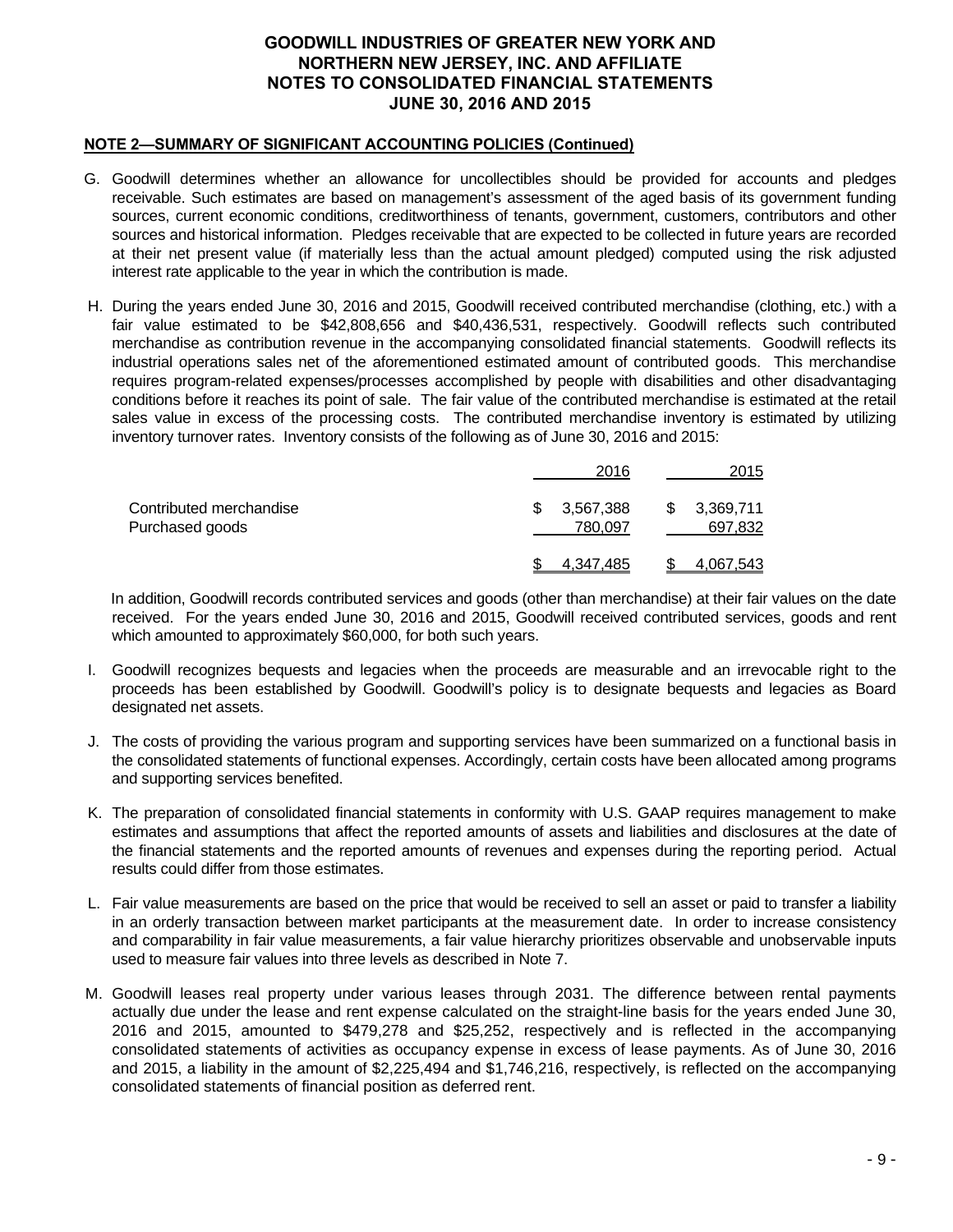## NOTE 2—SUMMARY OF SIGNIFICANT ACCOUNTING POLICIES (Continued)

G. Goodwill determines whether an allowance for uncollectibles should be provided for accounts and pledges receivable. Such estimates are based on management's assessment of the aged basis of its government funding sources, current economic conditions, creditworthiness of tenants, government, customers, contributors and other sources and historical information. Pledges receivable that are expected to be collected in future years are recorded at their net present value (if materially less than the actual amount pledged) computed using the risk adjusted interest rate applicable to the year in which the contribution is made.

H. During the years ended June 30, 2016 and 2015, Goodwill received contributed merchandise (clothing, etc.) with a fair value estimated to be $42,808,656 and $40,436,531, respectively. Goodwill reflects such contributed merchandise as contribution revenue in the accompanying consolidated financial statements. Goodwill reflects its industrial operations sales net of the aforementioned estimated amount of contributed goods. This merchandise requires program-related expenses/processes accomplished by people with disabilities and other disadvantaging conditions before it reaches its point of sale. The fair value of the contributed merchandise is estimated at the retail sales value in excess of the processing costs. The contributed merchandise inventory is estimated by utilizing inventory turnover rates. Inventory consists of the following as of June 30, 2016 and 2015:

| | 2016 | 2015 |
|---|---|---|
| Contributed merchandise | $ 3,567,388 | $ 3,369,711 |
| Purchased goods | 780,097 | 697,832 |
| | $ 4,347,485 | $ 4,067,543 |

In addition, Goodwill records contributed services and goods (other than merchandise) at their fair values on the date received. For the years ended June 30, 2016 and 2015, Goodwill received contributed services, goods and rent which amounted to approximately $60,000, for both such years.

I. Goodwill recognizes bequests and legacies when the proceeds are measurable and an irrevocable right to the proceeds has been established by Goodwill. Goodwill's policy is to designate bequests and legacies as Board designated net assets.

J. The costs of providing the various program and supporting services have been summarized on a functional basis in the consolidated statements of functional expenses. Accordingly, certain costs have been allocated among programs and supporting services benefited.

K. The preparation of consolidated financial statements in conformity with U.S. GAAP requires management to make estimates and assumptions that affect the reported amounts of assets and liabilities and disclosures at the date of the financial statements and the reported amounts of revenues and expenses during the reporting period. Actual results could differ from those estimates.

L. Fair value measurements are based on the price that would be received to sell an asset or paid to transfer a liability in an orderly transaction between market participants at the measurement date. In order to increase consistency and comparability in fair value measurements, a fair value hierarchy prioritizes observable and unobservable inputs used to measure fair values into three levels as described in Note 7.

M. Goodwill leases real property under various leases through 2031. The difference between rental payments actually due under the lease and rent expense calculated on the straight-line basis for the years ended June 30, 2016 and 2015, amounted to $479,278 and $25,252, respectively and is reflected in the accompanying consolidated statements of activities as occupancy expense in excess of lease payments. As of June 30, 2016 and 2015, a liability in the amount of $2,225,494 and $1,746,216, respectively, is reflected on the accompanying consolidated statements of financial position as deferred rent.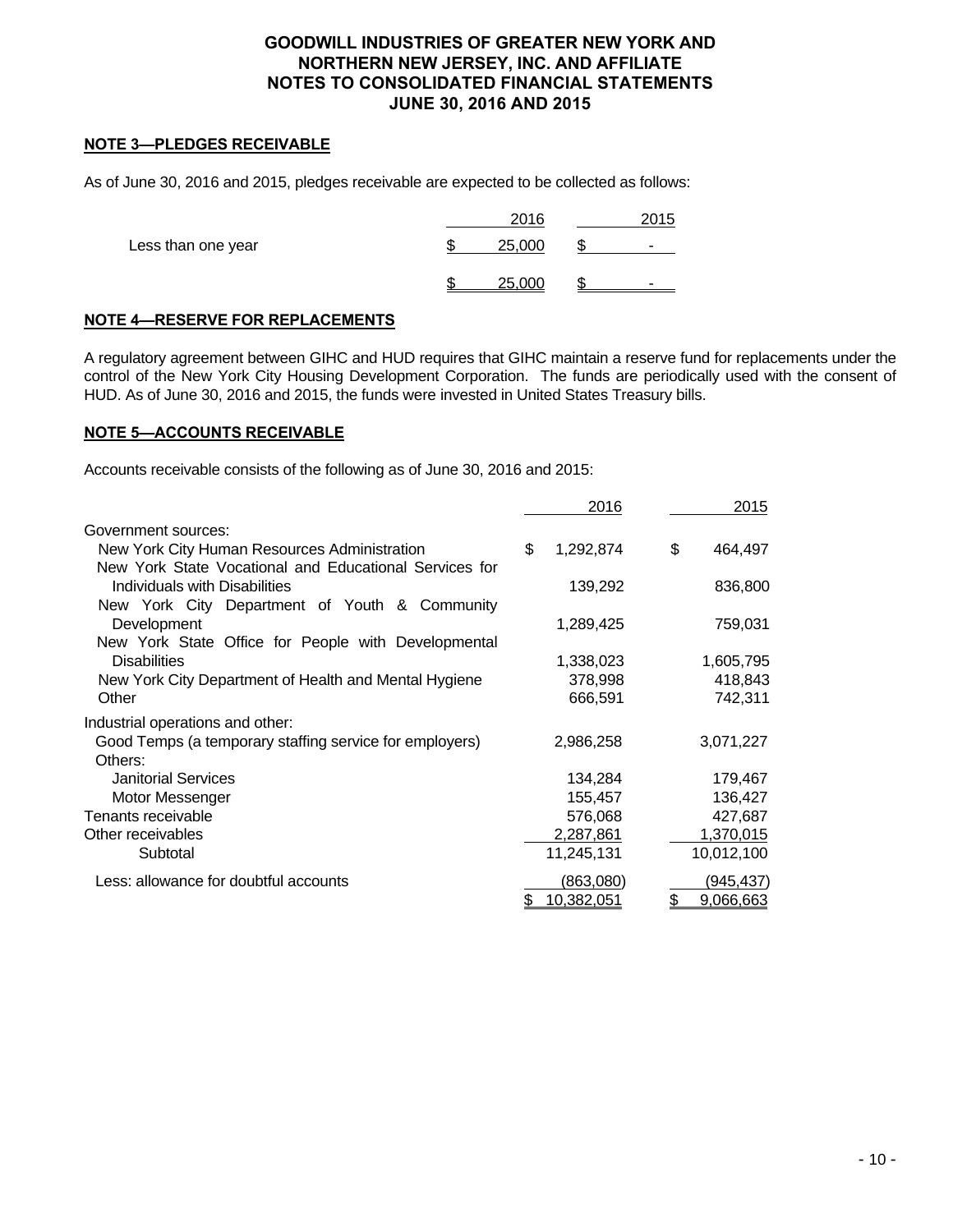# GOODWILL INDUSTRIES OF GREATER NEW YORK AND NORTHERN NEW JERSEY, INC. AND AFFILIATE
# NOTES TO CONSOLIDATED FINANCIAL STATEMENTS
# JUNE 30, 2016 AND 2015

## NOTE 3—PLEDGES RECEIVABLE

As of June 30, 2016 and 2015, pledges receivable are expected to be collected as follows:

| | 2016 | 2015 |
|---|---|---|
| Less than one year | $ 25,000 | $ - |
| | $ 25,000 | $ - |

## NOTE 4—RESERVE FOR REPLACEMENTS

A regulatory agreement between GIHC and HUD requires that GIHC maintain a reserve fund for replacements under the control of the New York City Housing Development Corporation. The funds are periodically used with the consent of HUD. As of June 30, 2016 and 2015, the funds were invested in United States Treasury bills.

## NOTE 5—ACCOUNTS RECEIVABLE

Accounts receivable consists of the following as of June 30, 2016 and 2015:

| | 2016 | 2015 |
|---|---|---|
| Government sources: | | |
| New York City Human Resources Administration | $ 1,292,874 | $ 464,497 |
| New York State Vocational and Educational Services for Individuals with Disabilities | 139,292 | 836,800 |
| New York City Department of Youth & Community Development | 1,289,425 | 759,031 |
| New York State Office for People with Developmental Disabilities | 1,338,023 | 1,605,795 |
| New York City Department of Health and Mental Hygiene | 378,998 | 418,843 |
| Other | 666,591 | 742,311 |
| Industrial operations and other: | | |
| Good Temps (a temporary staffing service for employers) | 2,986,258 | 3,071,227 |
| Others: | | |
| Janitorial Services | 134,284 | 179,467 |
| Motor Messenger | 155,457 | 136,427 |
| Tenants receivable | 576,068 | 427,687 |
| Other receivables | 2,287,861 | 1,370,015 |
| Subtotal | 11,245,131 | 10,012,100 |
| Less: allowance for doubtful accounts | (863,080) | (945,437) |
| | $ 10,382,051 | $ 9,066,663 |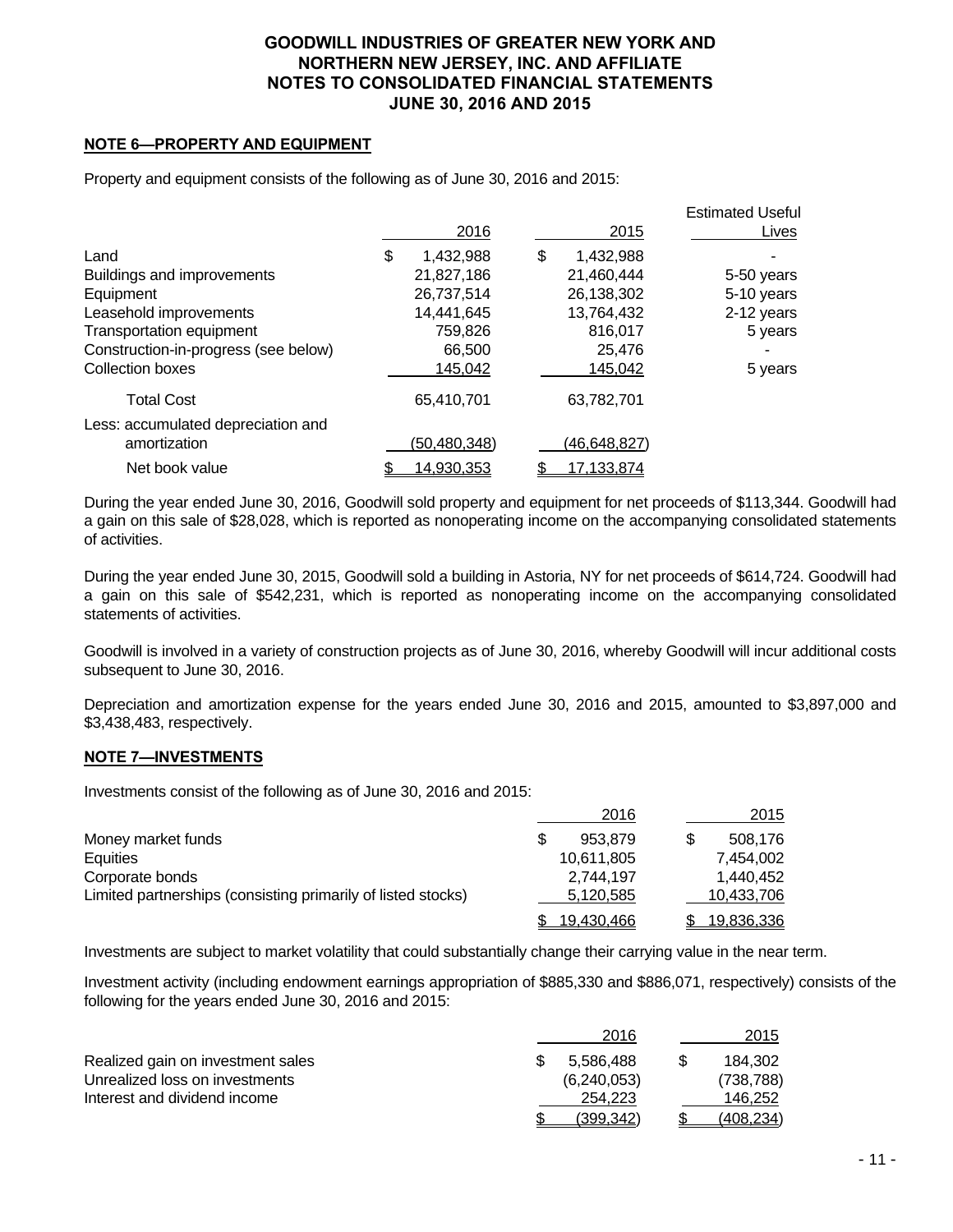## NOTE 6—PROPERTY AND EQUIPMENT

Property and equipment consists of the following as of June 30, 2016 and 2015:

| | 2016 | 2015 | Estimated Useful Lives |
|---|---|---|---|
| Land | $ 1,432,988 | $ 1,432,988 | - |
| Buildings and improvements | 21,827,186 | 21,460,444 | 5-50 years |
| Equipment | 26,737,514 | 26,138,302 | 5-10 years |
| Leasehold improvements | 14,441,645 | 13,764,432 | 2-12 years |
| Transportation equipment | 759,826 | 816,017 | 5 years |
| Construction-in-progress (see below) | 66,500 | 25,476 | - |
| Collection boxes | 145,042 | 145,042 | 5 years |
| Total Cost | 65,410,701 | 63,782,701 | |
| Less: accumulated depreciation and amortization | (50,480,348) | (46,648,827) | |
| Net book value | $ 14,930,353 | $ 17,133,874 | |

During the year ended June 30, 2016, Goodwill sold property and equipment for net proceeds of $113,344. Goodwill had a gain on this sale of $28,028, which is reported as nonoperating income on the accompanying consolidated statements of activities.

During the year ended June 30, 2015, Goodwill sold a building in Astoria, NY for net proceeds of $614,724. Goodwill had a gain on this sale of $542,231, which is reported as nonoperating income on the accompanying consolidated statements of activities.

Goodwill is involved in a variety of construction projects as of June 30, 2016, whereby Goodwill will incur additional costs subsequent to June 30, 2016.

Depreciation and amortization expense for the years ended June 30, 2016 and 2015, amounted to $3,897,000 and $3,438,483, respectively.

## NOTE 7—INVESTMENTS

Investments consist of the following as of June 30, 2016 and 2015:

| | 2016 | 2015 |
|---|---|---|
| Money market funds | $ 953,879 | $ 508,176 |
| Equities | 10,611,805 | 7,454,002 |
| Corporate bonds | 2,744,197 | 1,440,452 |
| Limited partnerships (consisting primarily of listed stocks) | 5,120,585 | 10,433,706 |
| | $ 19,430,466 | $ 19,836,336 |

Investments are subject to market volatility that could substantially change their carrying value in the near term.

Investment activity (including endowment earnings appropriation of $885,330 and $886,071, respectively) consists of the following for the years ended June 30, 2016 and 2015:

| | 2016 | 2015 |
|---|---|---|
| Realized gain on investment sales | $ 5,586,488 | $ 184,302 |
| Unrealized loss on investments | (6,240,053) | (738,788) |
| Interest and dividend income | 254,223 | 146,252 |
| | $ (399,342) | $ (408,234) |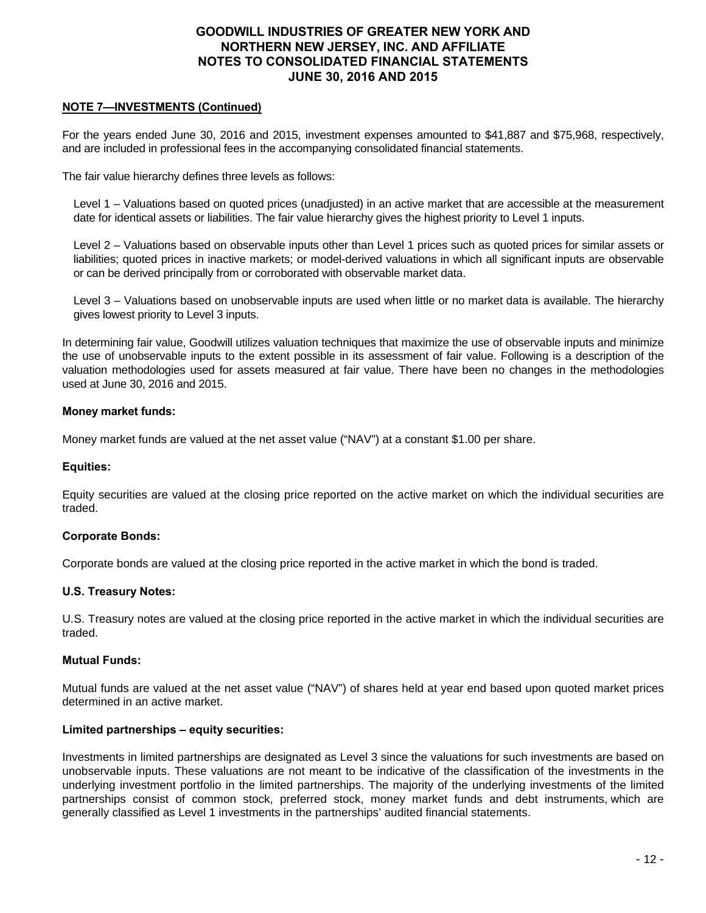## NOTE 7—INVESTMENTS (Continued)

For the years ended June 30, 2016 and 2015, investment expenses amounted to $41,887 and $75,968, respectively, and are included in professional fees in the accompanying consolidated financial statements.

The fair value hierarchy defines three levels as follows:

Level 1 – Valuations based on quoted prices (unadjusted) in an active market that are accessible at the measurement date for identical assets or liabilities. The fair value hierarchy gives the highest priority to Level 1 inputs.

Level 2 – Valuations based on observable inputs other than Level 1 prices such as quoted prices for similar assets or liabilities; quoted prices in inactive markets; or model-derived valuations in which all significant inputs are observable or can be derived principally from or corroborated with observable market data.

Level 3 – Valuations based on unobservable inputs are used when little or no market data is available. The hierarchy gives lowest priority to Level 3 inputs.

In determining fair value, Goodwill utilizes valuation techniques that maximize the use of observable inputs and minimize the use of unobservable inputs to the extent possible in its assessment of fair value. Following is a description of the valuation methodologies used for assets measured at fair value. There have been no changes in the methodologies used at June 30, 2016 and 2015.

**Money market funds:**

Money market funds are valued at the net asset value ("NAV") at a constant $1.00 per share.

**Equities:**

Equity securities are valued at the closing price reported on the active market on which the individual securities are traded.

**Corporate Bonds:**

Corporate bonds are valued at the closing price reported in the active market in which the bond is traded.

**U.S. Treasury Notes:**

U.S. Treasury notes are valued at the closing price reported in the active market in which the individual securities are traded.

**Mutual Funds:**

Mutual funds are valued at the net asset value ("NAV") of shares held at year end based upon quoted market prices determined in an active market.

**Limited partnerships – equity securities:**

Investments in limited partnerships are designated as Level 3 since the valuations for such investments are based on unobservable inputs. These valuations are not meant to be indicative of the classification of the investments in the underlying investment portfolio in the limited partnerships. The majority of the underlying investments of the limited partnerships consist of common stock, preferred stock, money market funds and debt instruments, which are generally classified as Level 1 investments in the partnerships' audited financial statements.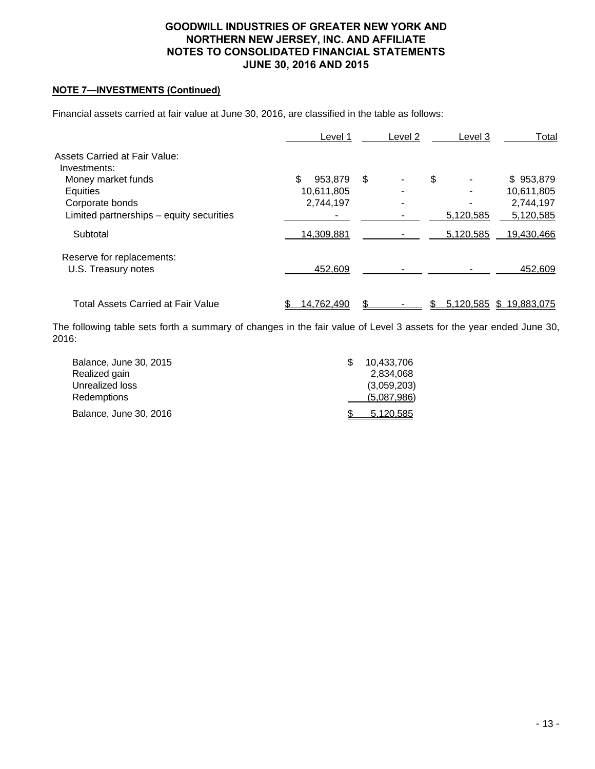# GOODWILL INDUSTRIES OF GREATER NEW YORK AND NORTHERN NEW JERSEY, INC. AND AFFILIATE
# NOTES TO CONSOLIDATED FINANCIAL STATEMENTS
# JUNE 30, 2016 AND 2015

**NOTE 7—INVESTMENTS (Continued)**

Financial assets carried at fair value at June 30, 2016, are classified in the table as follows:

| | Level 1 | Level 2 | Level 3 | Total |
|---|---|---|---|---|
| Assets Carried at Fair Value: | | | | |
| Investments: | | | | |
| Money market funds | $ 953,879 | $ - | $ - | $ 953,879 |
| Equities | 10,611,805 | - | - | 10,611,805 |
| Corporate bonds | 2,744,197 | - | - | 2,744,197 |
| Limited partnerships – equity securities | - | - | 5,120,585 | 5,120,585 |
| Subtotal | 14,309,881 | - | 5,120,585 | 19,430,466 |
| Reserve for replacements: | | | | |
| U.S. Treasury notes | 452,609 | - | - | 452,609 |
| Total Assets Carried at Fair Value | $ 14,762,490 | $ - | $ 5,120,585 | $ 19,883,075 |

The following table sets forth a summary of changes in the fair value of Level 3 assets for the year ended June 30, 2016:

| | |
|---|---|
| Balance, June 30, 2015 | $ 10,433,706 |
| Realized gain | 2,834,068 |
| Unrealized loss | (3,059,203) |
| Redemptions | (5,087,986) |
| Balance, June 30, 2016 | $ 5,120,585 |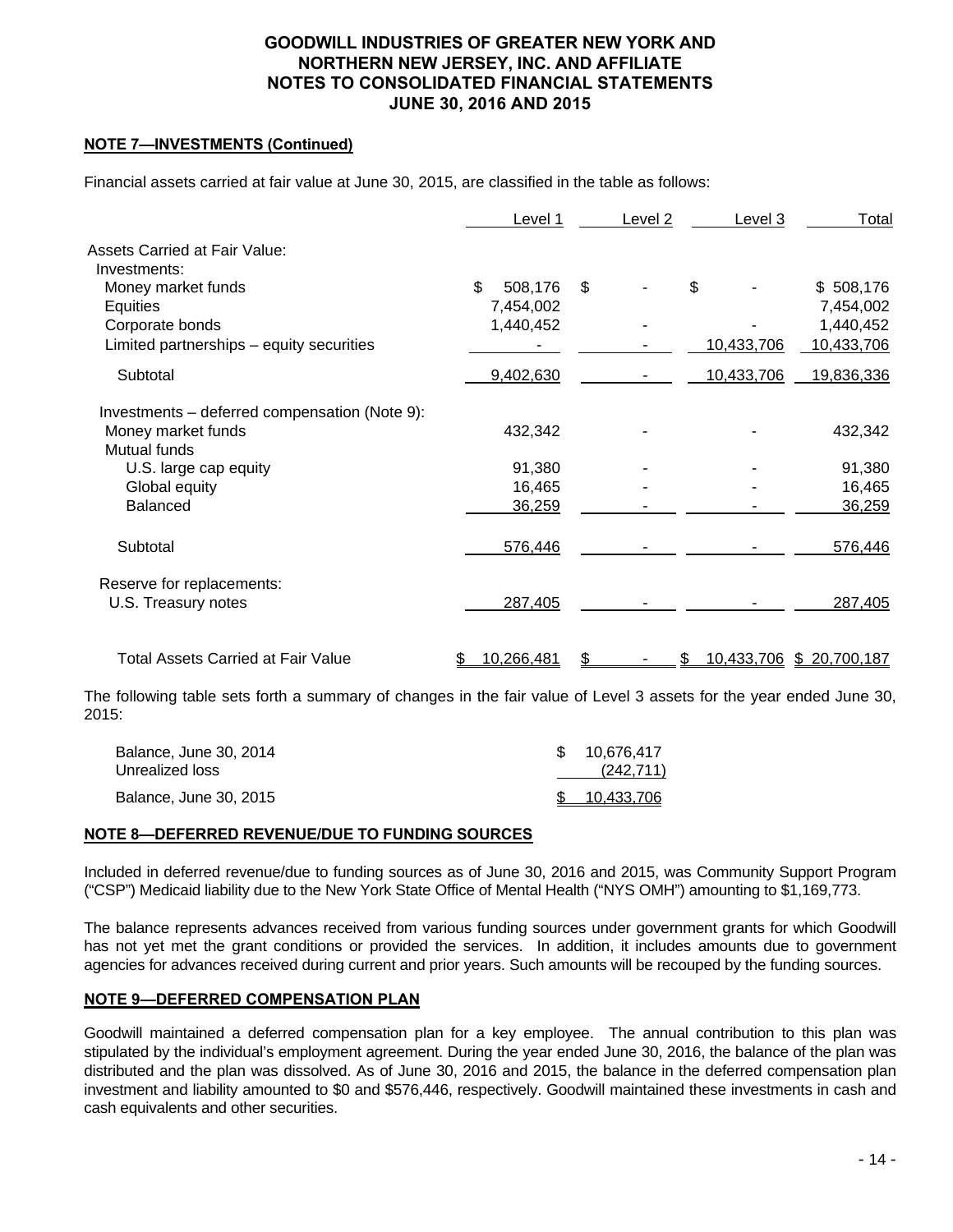### NOTE 7—INVESTMENTS (Continued)

Financial assets carried at fair value at June 30, 2015, are classified in the table as follows:

| | Level 1 | Level 2 | Level 3 | Total |
|---|---|---|---|---|
| Assets Carried at Fair Value: | | | | |
| Investments: | | | | |
| Money market funds | $ 508,176 | $ - | $ - | $ 508,176 |
| Equities | 7,454,002 | | | 7,454,002 |
| Corporate bonds | 1,440,452 | - | - | 1,440,452 |
| Limited partnerships – equity securities | - | - | 10,433,706 | 10,433,706 |
| Subtotal | 9,402,630 | - | 10,433,706 | 19,836,336 |
| Investments – deferred compensation (Note 9): | | | | |
| Money market funds | 432,342 | - | - | 432,342 |
| Mutual funds | | | | |
| U.S. large cap equity | 91,380 | - | - | 91,380 |
| Global equity | 16,465 | - | - | 16,465 |
| Balanced | 36,259 | - | - | 36,259 |
| Subtotal | 576,446 | - | - | 576,446 |
| Reserve for replacements: | | | | |
| U.S. Treasury notes | 287,405 | - | - | 287,405 |
| Total Assets Carried at Fair Value | $ 10,266,481 | $ - | $ 10,433,706 | $ 20,700,187 |

The following table sets forth a summary of changes in the fair value of Level 3 assets for the year ended June 30, 2015:

| | |
|---|---|
| Balance, June 30, 2014 | $ 10,676,417 |
| Unrealized loss | (242,711) |
| Balance, June 30, 2015 | $ 10,433,706 |

### NOTE 8—DEFERRED REVENUE/DUE TO FUNDING SOURCES

Included in deferred revenue/due to funding sources as of June 30, 2016 and 2015, was Community Support Program ("CSP") Medicaid liability due to the New York State Office of Mental Health ("NYS OMH") amounting to $1,169,773.

The balance represents advances received from various funding sources under government grants for which Goodwill has not yet met the grant conditions or provided the services. In addition, it includes amounts due to government agencies for advances received during current and prior years. Such amounts will be recouped by the funding sources.

### NOTE 9—DEFERRED COMPENSATION PLAN

Goodwill maintained a deferred compensation plan for a key employee. The annual contribution to this plan was stipulated by the individual's employment agreement. During the year ended June 30, 2016, the balance of the plan was distributed and the plan was dissolved. As of June 30, 2016 and 2015, the balance in the deferred compensation plan investment and liability amounted to $0 and $576,446, respectively. Goodwill maintained these investments in cash and cash equivalents and other securities.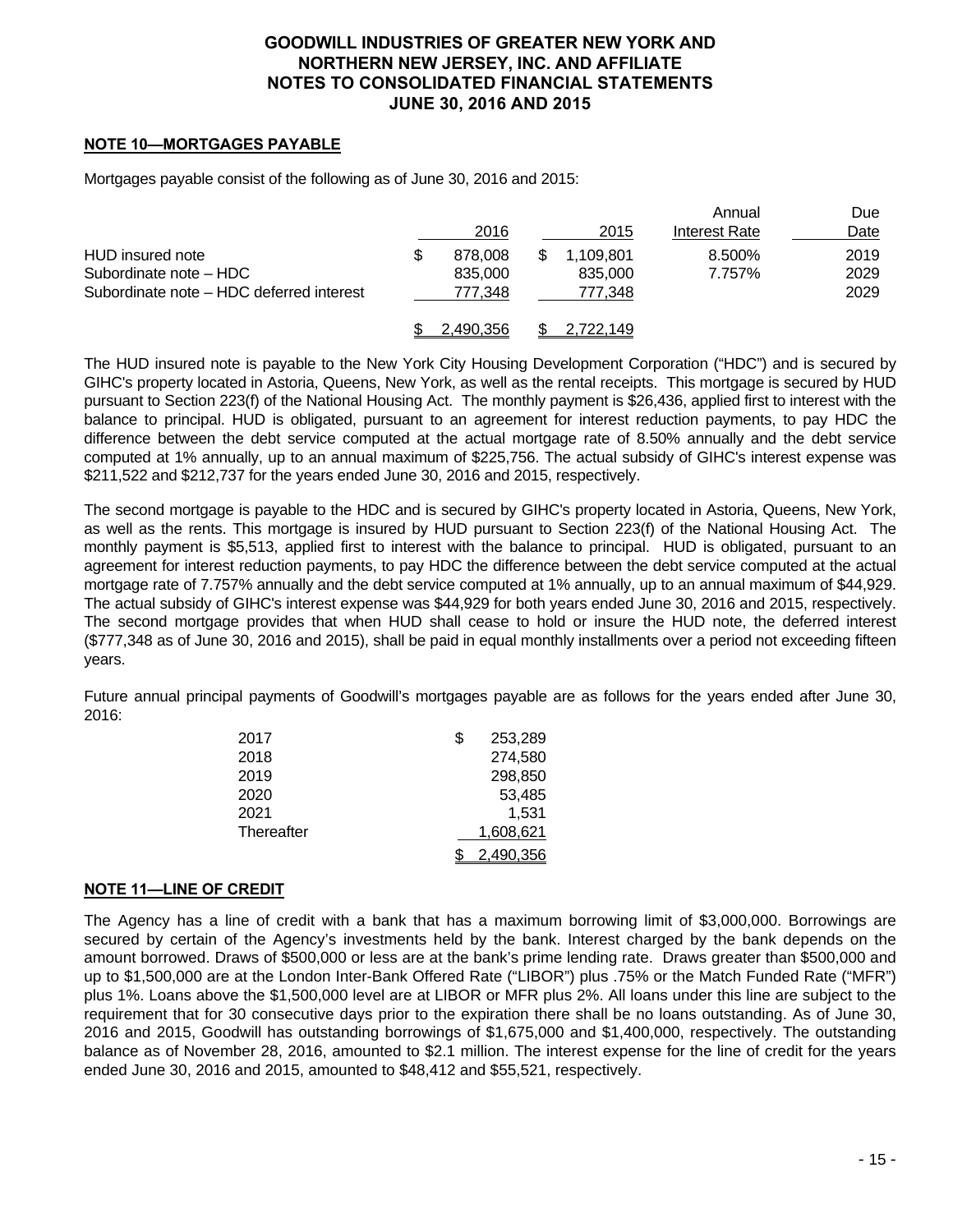# GOODWILL INDUSTRIES OF GREATER NEW YORK AND NORTHERN NEW JERSEY, INC. AND AFFILIATE
# NOTES TO CONSOLIDATED FINANCIAL STATEMENTS
# JUNE 30, 2016 AND 2015

## NOTE 10—MORTGAGES PAYABLE

Mortgages payable consist of the following as of June 30, 2016 and 2015:

| | 2016 | 2015 | Annual Interest Rate | Due Date |
|---|---|---|---|---|
| HUD insured note | $ 878,008 | $ 1,109,801 | 8.500% | 2019 |
| Subordinate note – HDC | 835,000 | 835,000 | 7.757% | 2029 |
| Subordinate note – HDC deferred interest | 777,348 | 777,348 | | 2029 |
| | $ 2,490,356 | $ 2,722,149 | | |

The HUD insured note is payable to the New York City Housing Development Corporation ("HDC") and is secured by GIHC's property located in Astoria, Queens, New York, as well as the rental receipts. This mortgage is secured by HUD pursuant to Section 223(f) of the National Housing Act. The monthly payment is $26,436, applied first to interest with the balance to principal. HUD is obligated, pursuant to an agreement for interest reduction payments, to pay HDC the difference between the debt service computed at the actual mortgage rate of 8.50% annually and the debt service computed at 1% annually, up to an annual maximum of $225,756. The actual subsidy of GIHC's interest expense was $211,522 and $212,737 for the years ended June 30, 2016 and 2015, respectively.

The second mortgage is payable to the HDC and is secured by GIHC's property located in Astoria, Queens, New York, as well as the rents. This mortgage is insured by HUD pursuant to Section 223(f) of the National Housing Act. The monthly payment is $5,513, applied first to interest with the balance to principal. HUD is obligated, pursuant to an agreement for interest reduction payments, to pay HDC the difference between the debt service computed at the actual mortgage rate of 7.757% annually and the debt service computed at 1% annually, up to an annual maximum of $44,929. The actual subsidy of GIHC's interest expense was $44,929 for both years ended June 30, 2016 and 2015, respectively. The second mortgage provides that when HUD shall cease to hold or insure the HUD note, the deferred interest ($777,348 as of June 30, 2016 and 2015), shall be paid in equal monthly installments over a period not exceeding fifteen years.

Future annual principal payments of Goodwill's mortgages payable are as follows for the years ended after June 30, 2016:

| | |
|---|---|
| 2017 | $ 253,289 |
| 2018 | 274,580 |
| 2019 | 298,850 |
| 2020 | 53,485 |
| 2021 | 1,531 |
| Thereafter | 1,608,621 |
| | $ 2,490,356 |

## NOTE 11—LINE OF CREDIT

The Agency has a line of credit with a bank that has a maximum borrowing limit of $3,000,000. Borrowings are secured by certain of the Agency's investments held by the bank. Interest charged by the bank depends on the amount borrowed. Draws of $500,000 or less are at the bank's prime lending rate. Draws greater than $500,000 and up to $1,500,000 are at the London Inter-Bank Offered Rate ("LIBOR") plus .75% or the Match Funded Rate ("MFR") plus 1%. Loans above the $1,500,000 level are at LIBOR or MFR plus 2%. All loans under this line are subject to the requirement that for 30 consecutive days prior to the expiration there shall be no loans outstanding. As of June 30, 2016 and 2015, Goodwill has outstanding borrowings of $1,675,000 and $1,400,000, respectively. The outstanding balance as of November 28, 2016, amounted to $2.1 million. The interest expense for the line of credit for the years ended June 30, 2016 and 2015, amounted to $48,412 and $55,521, respectively.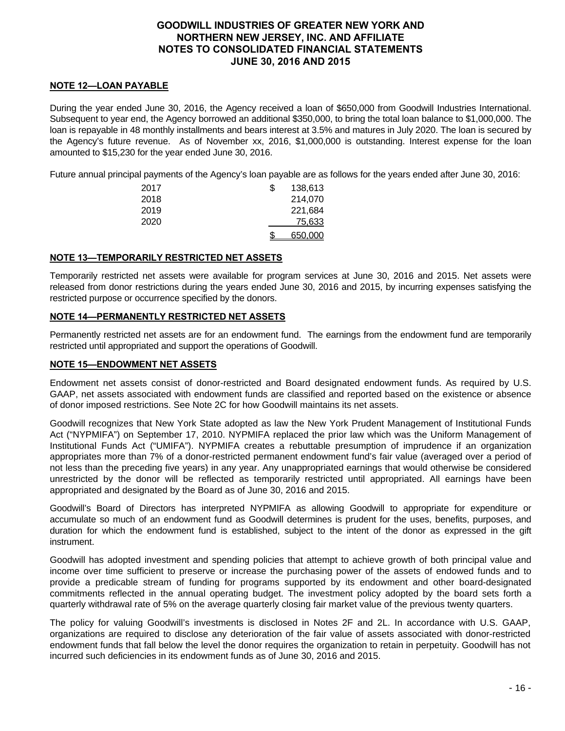## NOTE 12—LOAN PAYABLE

During the year ended June 30, 2016, the Agency received a loan of $650,000 from Goodwill Industries International. Subsequent to year end, the Agency borrowed an additional $350,000, to bring the total loan balance to $1,000,000. The loan is repayable in 48 monthly installments and bears interest at 3.5% and matures in July 2020. The loan is secured by the Agency's future revenue. As of November xx, 2016, $1,000,000 is outstanding. Interest expense for the loan amounted to $15,230 for the year ended June 30, 2016.

Future annual principal payments of the Agency's loan payable are as follows for the years ended after June 30, 2016:

| | |
|---|---|
| 2017 | $ 138,613 |
| 2018 | 214,070 |
| 2019 | 221,684 |
| 2020 | 75,633 |
| | $ 650,000 |

## NOTE 13—TEMPORARILY RESTRICTED NET ASSETS

Temporarily restricted net assets were available for program services at June 30, 2016 and 2015. Net assets were released from donor restrictions during the years ended June 30, 2016 and 2015, by incurring expenses satisfying the restricted purpose or occurrence specified by the donors.

## NOTE 14—PERMANENTLY RESTRICTED NET ASSETS

Permanently restricted net assets are for an endowment fund. The earnings from the endowment fund are temporarily restricted until appropriated and support the operations of Goodwill.

## NOTE 15—ENDOWMENT NET ASSETS

Endowment net assets consist of donor-restricted and Board designated endowment funds. As required by U.S. GAAP, net assets associated with endowment funds are classified and reported based on the existence or absence of donor imposed restrictions. See Note 2C for how Goodwill maintains its net assets.

Goodwill recognizes that New York State adopted as law the New York Prudent Management of Institutional Funds Act ("NYPMIFA") on September 17, 2010. NYPMIFA replaced the prior law which was the Uniform Management of Institutional Funds Act ("UMIFA"). NYPMIFA creates a rebuttable presumption of imprudence if an organization appropriates more than 7% of a donor-restricted permanent endowment fund's fair value (averaged over a period of not less than the preceding five years) in any year. Any unappropriated earnings that would otherwise be considered unrestricted by the donor will be reflected as temporarily restricted until appropriated. All earnings have been appropriated and designated by the Board as of June 30, 2016 and 2015.

Goodwill's Board of Directors has interpreted NYPMIFA as allowing Goodwill to appropriate for expenditure or accumulate so much of an endowment fund as Goodwill determines is prudent for the uses, benefits, purposes, and duration for which the endowment fund is established, subject to the intent of the donor as expressed in the gift instrument.

Goodwill has adopted investment and spending policies that attempt to achieve growth of both principal value and income over time sufficient to preserve or increase the purchasing power of the assets of endowed funds and to provide a predicable stream of funding for programs supported by its endowment and other board-designated commitments reflected in the annual operating budget. The investment policy adopted by the board sets forth a quarterly withdrawal rate of 5% on the average quarterly closing fair market value of the previous twenty quarters.

The policy for valuing Goodwill's investments is disclosed in Notes 2F and 2L. In accordance with U.S. GAAP, organizations are required to disclose any deterioration of the fair value of assets associated with donor-restricted endowment funds that fall below the level the donor requires the organization to retain in perpetuity. Goodwill has not incurred such deficiencies in its endowment funds as of June 30, 2016 and 2015.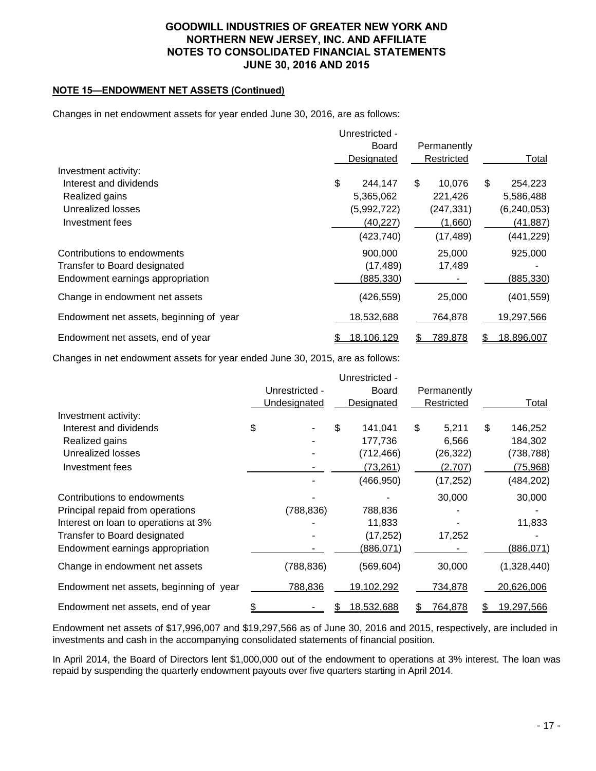# GOODWILL INDUSTRIES OF GREATER NEW YORK AND NORTHERN NEW JERSEY, INC. AND AFFILIATE
# NOTES TO CONSOLIDATED FINANCIAL STATEMENTS
# JUNE 30, 2016 AND 2015

**NOTE 15—ENDOWMENT NET ASSETS (Continued)**

Changes in net endowment assets for year ended June 30, 2016, are as follows:

| | Unrestricted - Board Designated | Permanently Restricted | Total |
|---|---|---|---|
| Investment activity: | | | |
| Interest and dividends | $ 244,147 | $ 10,076 | $ 254,223 |
| Realized gains | 5,365,062 | 221,426 | 5,586,488 |
| Unrealized losses | (5,992,722) | (247,331) | (6,240,053) |
| Investment fees | (40,227) | (1,660) | (41,887) |
| | (423,740) | (17,489) | (441,229) |
| Contributions to endowments | 900,000 | 25,000 | 925,000 |
| Transfer to Board designated | (17,489) | 17,489 | - |
| Endowment earnings appropriation | (885,330) | - | (885,330) |
| Change in endowment net assets | (426,559) | 25,000 | (401,559) |
| Endowment net assets, beginning of year | 18,532,688 | 764,878 | 19,297,566 |
| Endowment net assets, end of year | $ 18,106,129 | $ 789,878 | $ 18,896,007 |

Changes in net endowment assets for year ended June 30, 2015, are as follows:

| | Unrestricted - Undesignated | Unrestricted - Board Designated | Permanently Restricted | Total |
|---|---|---|---|---|
| Investment activity: | | | | |
| Interest and dividends | $ - | $ 141,041 | $ 5,211 | $ 146,252 |
| Realized gains | - | 177,736 | 6,566 | 184,302 |
| Unrealized losses | - | (712,466) | (26,322) | (738,788) |
| Investment fees | - | (73,261) | (2,707) | (75,968) |
| | - | (466,950) | (17,252) | (484,202) |
| Contributions to endowments | - | - | 30,000 | 30,000 |
| Principal repaid from operations | (788,836) | 788,836 | - | - |
| Interest on loan to operations at 3% | - | 11,833 | - | 11,833 |
| Transfer to Board designated | - | (17,252) | 17,252 | - |
| Endowment earnings appropriation | - | (886,071) | - | (886,071) |
| Change in endowment net assets | (788,836) | (569,604) | 30,000 | (1,328,440) |
| Endowment net assets, beginning of year | 788,836 | 19,102,292 | 734,878 | 20,626,006 |
| Endowment net assets, end of year | $ - | $ 18,532,688 | $ 764,878 | $ 19,297,566 |

Endowment net assets of $17,996,007 and $19,297,566 as of June 30, 2016 and 2015, respectively, are included in investments and cash in the accompanying consolidated statements of financial position.

In April 2014, the Board of Directors lent $1,000,000 out of the endowment to operations at 3% interest. The loan was repaid by suspending the quarterly endowment payouts over five quarters starting in April 2014.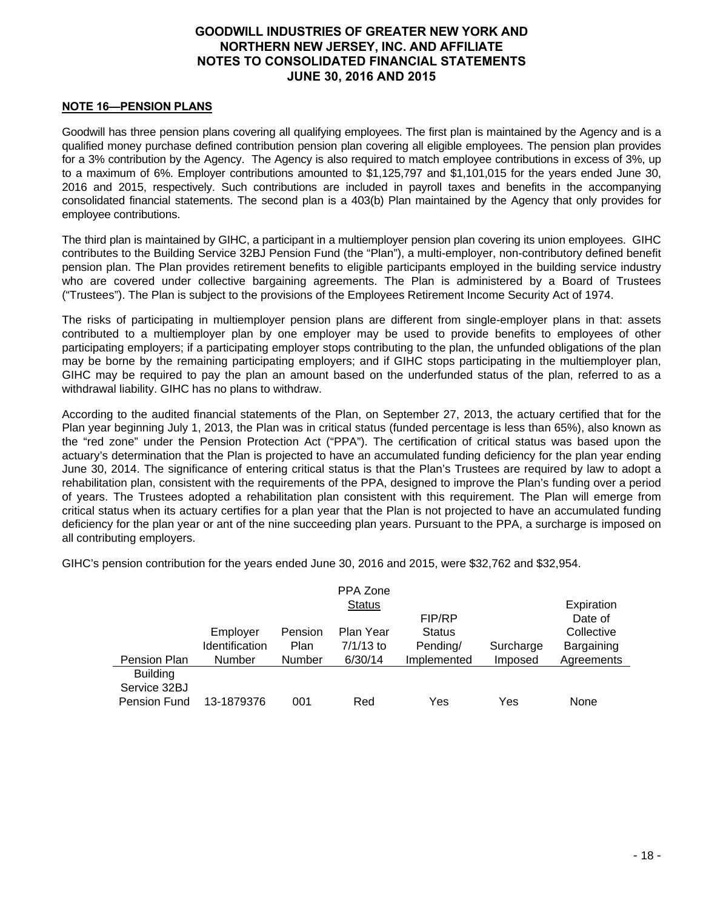## NOTE 16—PENSION PLANS

Goodwill has three pension plans covering all qualifying employees. The first plan is maintained by the Agency and is a qualified money purchase defined contribution pension plan covering all eligible employees. The pension plan provides for a 3% contribution by the Agency. The Agency is also required to match employee contributions in excess of 3%, up to a maximum of 6%. Employer contributions amounted to $1,125,797 and $1,101,015 for the years ended June 30, 2016 and 2015, respectively. Such contributions are included in payroll taxes and benefits in the accompanying consolidated financial statements. The second plan is a 403(b) Plan maintained by the Agency that only provides for employee contributions.

The third plan is maintained by GIHC, a participant in a multiemployer pension plan covering its union employees. GIHC contributes to the Building Service 32BJ Pension Fund (the "Plan"), a multi-employer, non-contributory defined benefit pension plan. The Plan provides retirement benefits to eligible participants employed in the building service industry who are covered under collective bargaining agreements. The Plan is administered by a Board of Trustees ("Trustees"). The Plan is subject to the provisions of the Employees Retirement Income Security Act of 1974.

The risks of participating in multiemployer pension plans are different from single-employer plans in that: assets contributed to a multiemployer plan by one employer may be used to provide benefits to employees of other participating employers; if a participating employer stops contributing to the plan, the unfunded obligations of the plan may be borne by the remaining participating employers; and if GIHC stops participating in the multiemployer plan, GIHC may be required to pay the plan an amount based on the underfunded status of the plan, referred to as a withdrawal liability. GIHC has no plans to withdraw.

According to the audited financial statements of the Plan, on September 27, 2013, the actuary certified that for the Plan year beginning July 1, 2013, the Plan was in critical status (funded percentage is less than 65%), also known as the "red zone" under the Pension Protection Act ("PPA"). The certification of critical status was based upon the actuary's determination that the Plan is projected to have an accumulated funding deficiency for the plan year ending June 30, 2014. The significance of entering critical status is that the Plan's Trustees are required by law to adopt a rehabilitation plan, consistent with the requirements of the PPA, designed to improve the Plan's funding over a period of years. The Trustees adopted a rehabilitation plan consistent with this requirement. The Plan will emerge from critical status when its actuary certifies for a plan year that the Plan is not projected to have an accumulated funding deficiency for the plan year or ant of the nine succeeding plan years. Pursuant to the PPA, a surcharge is imposed on all contributing employers.

GIHC's pension contribution for the years ended June 30, 2016 and 2015, were $32,762 and $32,954.

| Pension Plan | Employer Identification Number | Pension Plan Number | PPA Zone Status Plan Year 7/1/13 to 6/30/14 | FIP/RP Status Pending/ Implemented | Surcharge Imposed | Expiration Date of Collective Bargaining Agreements |
|---|---|---|---|---|---|---|
| Building Service 32BJ Pension Fund | 13-1879376 | 001 | Red | Yes | Yes | None |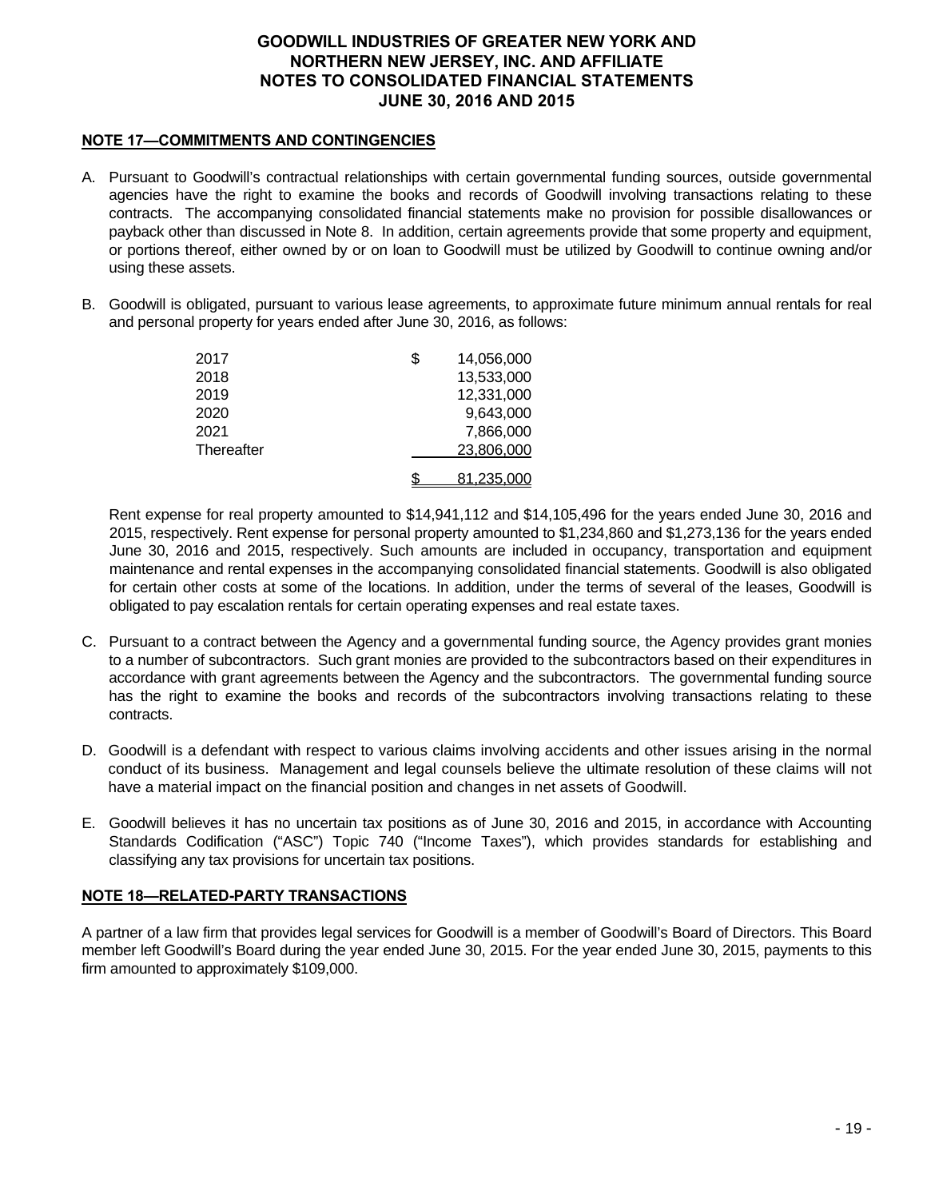# GOODWILL INDUSTRIES OF GREATER NEW YORK AND NORTHERN NEW JERSEY, INC. AND AFFILIATE
# NOTES TO CONSOLIDATED FINANCIAL STATEMENTS
# JUNE 30, 2016 AND 2015

## NOTE 17—COMMITMENTS AND CONTINGENCIES

A. Pursuant to Goodwill's contractual relationships with certain governmental funding sources, outside governmental agencies have the right to examine the books and records of Goodwill involving transactions relating to these contracts. The accompanying consolidated financial statements make no provision for possible disallowances or payback other than discussed in Note 8. In addition, certain agreements provide that some property and equipment, or portions thereof, either owned by or on loan to Goodwill must be utilized by Goodwill to continue owning and/or using these assets.

B. Goodwill is obligated, pursuant to various lease agreements, to approximate future minimum annual rentals for real and personal property for years ended after June 30, 2016, as follows:

| | |
|---|---|
| 2017 | $ 14,056,000 |
| 2018 | 13,533,000 |
| 2019 | 12,331,000 |
| 2020 | 9,643,000 |
| 2021 | 7,866,000 |
| Thereafter | 23,806,000 |
| | $ 81,235,000 |

Rent expense for real property amounted to $14,941,112 and $14,105,496 for the years ended June 30, 2016 and 2015, respectively. Rent expense for personal property amounted to $1,234,860 and $1,273,136 for the years ended June 30, 2016 and 2015, respectively. Such amounts are included in occupancy, transportation and equipment maintenance and rental expenses in the accompanying consolidated financial statements. Goodwill is also obligated for certain other costs at some of the locations. In addition, under the terms of several of the leases, Goodwill is obligated to pay escalation rentals for certain operating expenses and real estate taxes.

C. Pursuant to a contract between the Agency and a governmental funding source, the Agency provides grant monies to a number of subcontractors. Such grant monies are provided to the subcontractors based on their expenditures in accordance with grant agreements between the Agency and the subcontractors. The governmental funding source has the right to examine the books and records of the subcontractors involving transactions relating to these contracts.

D. Goodwill is a defendant with respect to various claims involving accidents and other issues arising in the normal conduct of its business. Management and legal counsels believe the ultimate resolution of these claims will not have a material impact on the financial position and changes in net assets of Goodwill.

E. Goodwill believes it has no uncertain tax positions as of June 30, 2016 and 2015, in accordance with Accounting Standards Codification ("ASC") Topic 740 ("Income Taxes"), which provides standards for establishing and classifying any tax provisions for uncertain tax positions.

## NOTE 18—RELATED-PARTY TRANSACTIONS

A partner of a law firm that provides legal services for Goodwill is a member of Goodwill's Board of Directors. This Board member left Goodwill's Board during the year ended June 30, 2015. For the year ended June 30, 2015, payments to this firm amounted to approximately $109,000.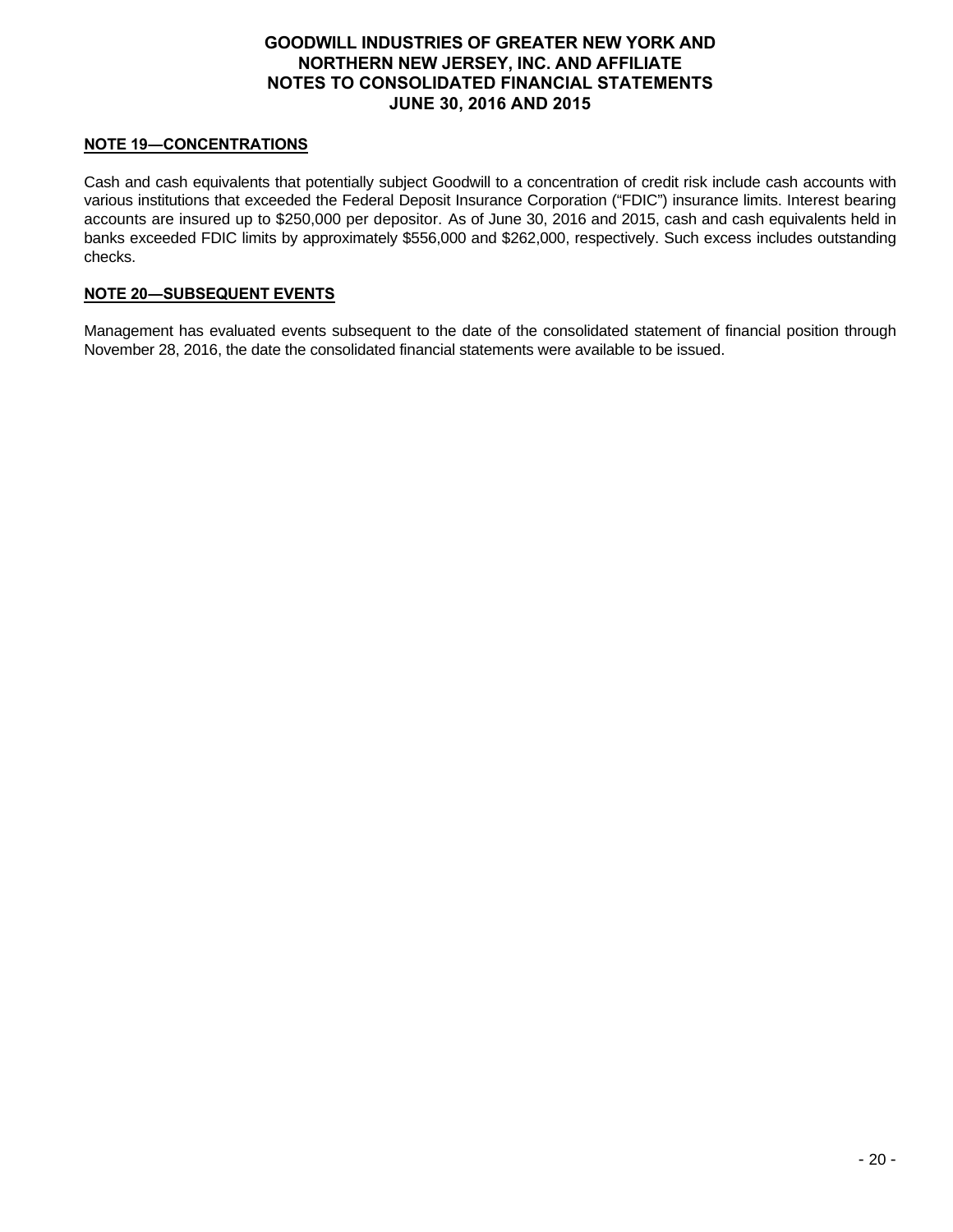## NOTE 19—CONCENTRATIONS

Cash and cash equivalents that potentially subject Goodwill to a concentration of credit risk include cash accounts with various institutions that exceeded the Federal Deposit Insurance Corporation ("FDIC") insurance limits. Interest bearing accounts are insured up to $250,000 per depositor. As of June 30, 2016 and 2015, cash and cash equivalents held in banks exceeded FDIC limits by approximately $556,000 and $262,000, respectively. Such excess includes outstanding checks.

## NOTE 20—SUBSEQUENT EVENTS

Management has evaluated events subsequent to the date of the consolidated statement of financial position through November 28, 2016, the date the consolidated financial statements were available to be issued.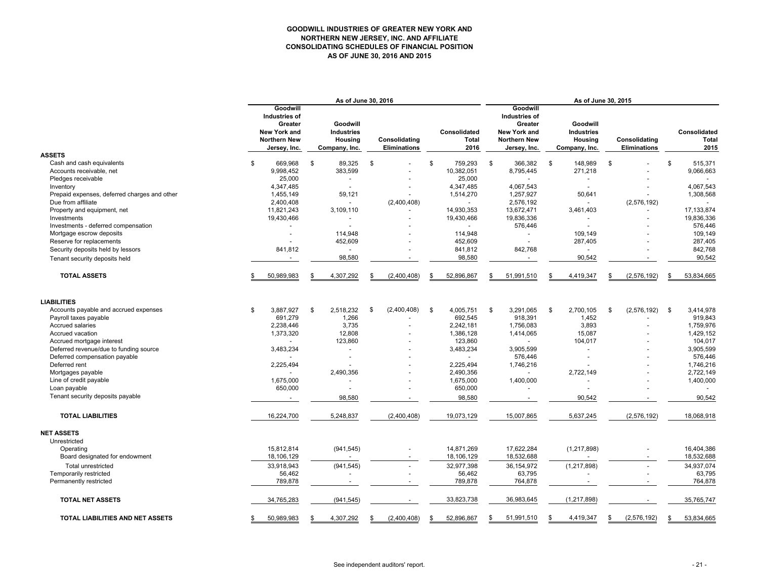**GOODWILL INDUSTRIES OF GREATER NEW YORK AND NORTHERN NEW JERSEY, INC. AND AFFILIATE**
**CONSOLIDATING SCHEDULES OF FINANCIAL POSITION**
**AS OF JUNE 30, 2016 AND 2015**

| | As of June 30, 2016 | | | | As of June 30, 2015 | | | |
|---|---|---|---|---|---|---|---|---|
| | Goodwill Industries of Greater New York and Northern New Jersey, Inc. | Goodwill Industries Housing Company, Inc. | Consolidating Eliminations | Consolidated Total 2016 | Goodwill Industries of Greater New York and Northern New Jersey, Inc. | Goodwill Industries Housing Company, Inc. | Consolidating Eliminations | Consolidated Total 2015 |
| **ASSETS** | | | | | | | | |
| Cash and cash equivalents | $ 669,968 | $ 89,325 | $ - | $ 759,293 | $ 366,382 | $ 148,989 | $ - | $ 515,371 |
| Accounts receivable, net | 9,998,452 | 383,599 | - | 10,382,051 | 8,795,445 | 271,218 | - | 9,066,663 |
| Pledges receivable | 25,000 | - | - | 25,000 | - | - | - | - |
| Inventory | 4,347,485 | - | - | 4,347,485 | 4,067,543 | - | - | 4,067,543 |
| Prepaid expenses, deferred charges and other | 1,455,149 | 59,121 | - | 1,514,270 | 1,257,927 | 50,641 | - | 1,308,568 |
| Due from affiliate | 2,400,408 | - | (2,400,408) | - | 2,576,192 | - | (2,576,192) | - |
| Property and equipment, net | 11,821,243 | 3,109,110 | - | 14,930,353 | 13,672,471 | 3,461,403 | - | 17,133,874 |
| Investments | 19,430,466 | - | - | 19,430,466 | 19,836,336 | - | - | 19,836,336 |
| Investments - deferred compensation | - | - | - | - | 576,446 | - | - | 576,446 |
| Mortgage escrow deposits | - | 114,948 | - | 114,948 | - | 109,149 | - | 109,149 |
| Reserve for replacements | - | 452,609 | - | 452,609 | - | 287,405 | - | 287,405 |
| Security deposits held by lessors | 841,812 | - | - | 841,812 | 842,768 | - | - | 842,768 |
| Tenant security deposits held | - | 98,580 | - | 98,580 | - | 90,542 | - | 90,542 |
| **TOTAL ASSETS** | $ 50,989,983 | $ 4,307,292 | $ (2,400,408) | $ 52,896,867 | $ 51,991,510 | $ 4,419,347 | $ (2,576,192) | $ 53,834,665 |
| **LIABILITIES** | | | | | | | | |
| Accounts payable and accrued expenses | $ 3,887,927 | $ 2,518,232 | $ (2,400,408) | $ 4,005,751 | $ 3,291,065 | $ 2,700,105 | $ (2,576,192) | $ 3,414,978 |
| Payroll taxes payable | 691,279 | 1,266 | - | 692,545 | 918,391 | 1,452 | - | 919,843 |
| Accrued salaries | 2,238,446 | 3,735 | - | 2,242,181 | 1,756,083 | 3,893 | - | 1,759,976 |
| Accrued vacation | 1,373,320 | 12,808 | - | 1,386,128 | 1,414,065 | 15,087 | - | 1,429,152 |
| Accrued mortgage interest | - | 123,860 | - | 123,860 | - | 104,017 | - | 104,017 |
| Deferred revenue/due to funding source | 3,483,234 | - | - | 3,483,234 | 3,905,599 | - | - | 3,905,599 |
| Deferred compensation payable | - | - | - | - | 576,446 | - | - | 576,446 |
| Deferred rent | 2,225,494 | - | - | 2,225,494 | 1,746,216 | - | - | 1,746,216 |
| Mortgages payable | - | 2,490,356 | - | 2,490,356 | - | 2,722,149 | - | 2,722,149 |
| Line of credit payable | 1,675,000 | - | - | 1,675,000 | 1,400,000 | - | - | 1,400,000 |
| Loan payable | 650,000 | - | - | 650,000 | - | - | - | - |
| Tenant security deposits payable | - | 98,580 | - | 98,580 | - | 90,542 | - | 90,542 |
| **TOTAL LIABILITIES** | 16,224,700 | 5,248,837 | (2,400,408) | 19,073,129 | 15,007,865 | 5,637,245 | (2,576,192) | 18,068,918 |
| **NET ASSETS** | | | | | | | | |
| Unrestricted | | | | | | | | |
| Operating | 15,812,814 | (941,545) | - | 14,871,269 | 17,622,284 | (1,217,898) | - | 16,404,386 |
| Board designated for endowment | 18,106,129 | - | - | 18,106,129 | 18,532,688 | - | - | 18,532,688 |
| Total unrestricted | 33,918,943 | (941,545) | - | 32,977,398 | 36,154,972 | (1,217,898) | - | 34,937,074 |
| Temporarily restricted | 56,462 | - | - | 56,462 | 63,795 | - | - | 63,795 |
| Permanently restricted | 789,878 | - | - | 789,878 | 764,878 | - | - | 764,878 |
| **TOTAL NET ASSETS** | 34,765,283 | (941,545) | - | 33,823,738 | 36,983,645 | (1,217,898) | - | 35,765,747 |
| **TOTAL LIABILITIES AND NET ASSETS** | $ 50,989,983 | $ 4,307,292 | $ (2,400,408) | $ 52,896,867 | $ 51,991,510 | $ 4,419,347 | $ (2,576,192) | $ 53,834,665 |

See independent auditors' report.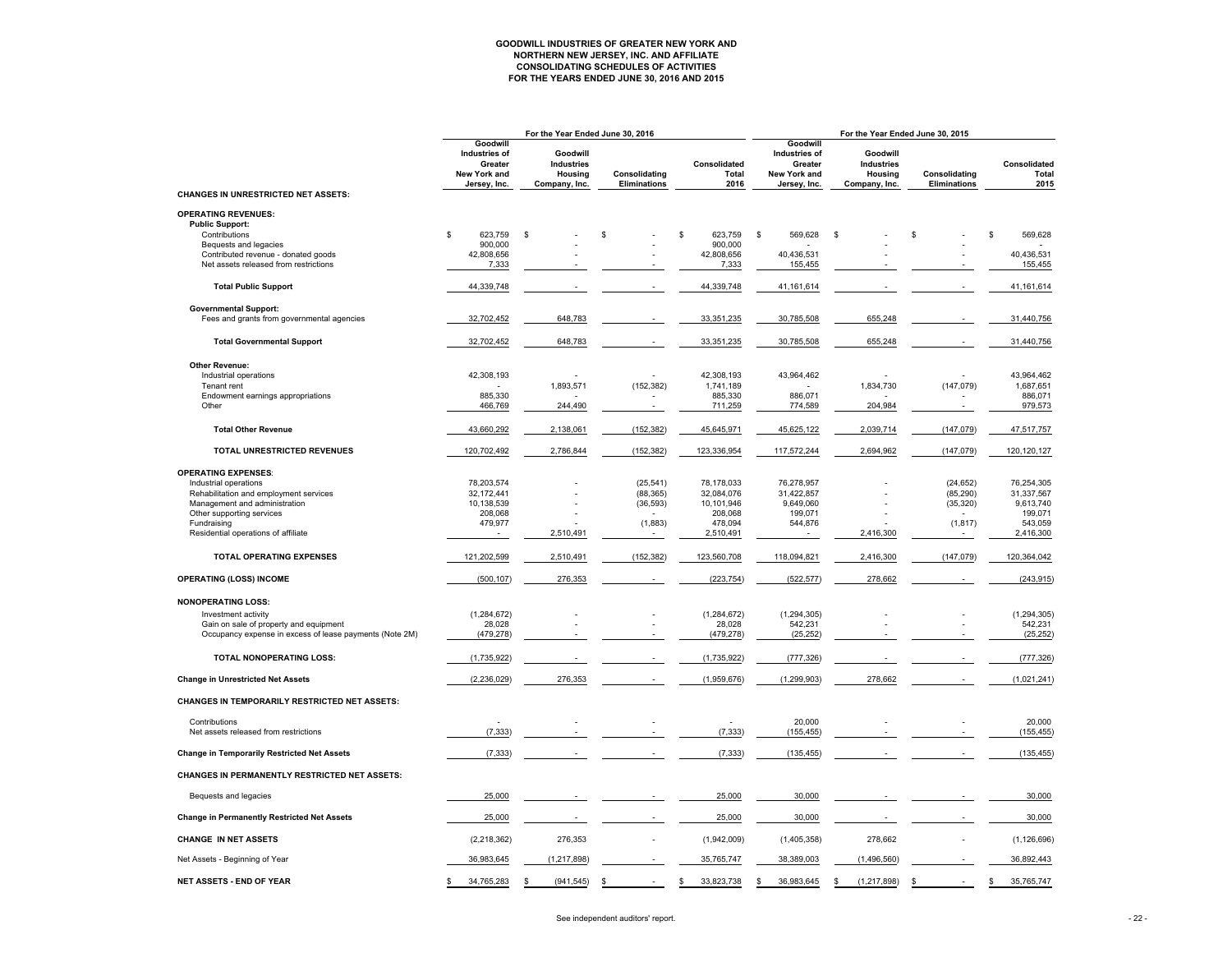# GOODWILL INDUSTRIES OF GREATER NEW YORK AND NORTHERN NEW JERSEY, INC. AND AFFILIATE
## CONSOLIDATING SCHEDULES OF ACTIVITIES
## FOR THE YEARS ENDED JUNE 30, 2016 AND 2015

| | For the Year Ended June 30, 2016 | | | | For the Year Ended June 30, 2015 | | | |
|---|---|---|---|---|---|---|---|---|
| | Goodwill Industries of Greater New York and Jersey, Inc. | Goodwill Industries Housing Company, Inc. | Consolidating Eliminations | Consolidated Total 2016 | Goodwill Industries of Greater New York and Jersey, Inc. | Goodwill Industries Housing Company, Inc. | Consolidating Eliminations | Consolidated Total 2015 |
| **CHANGES IN UNRESTRICTED NET ASSETS:** | | | | | | | | |
| **OPERATING REVENUES:** | | | | | | | | |
| **Public Support:** | | | | | | | | |
| Contributions | $ 623,759 | $ - | $ - | $ 623,759 | $ 569,628 | $ - | $ - | $ 569,628 |
| Bequests and legacies | 900,000 | - | - | 900,000 | - | - | - | - |
| Contributed revenue - donated goods | 42,808,656 | - | - | 42,808,656 | 40,436,531 | - | - | 40,436,531 |
| Net assets released from restrictions | 7,333 | - | - | 7,333 | 155,455 | - | - | 155,455 |
| **Total Public Support** | 44,339,748 | - | - | 44,339,748 | 41,161,614 | - | - | 41,161,614 |
| **Governmental Support:** | | | | | | | | |
| Fees and grants from governmental agencies | 32,702,452 | 648,783 | - | 33,351,235 | 30,785,508 | 655,248 | - | 31,440,756 |
| **Total Governmental Support** | 32,702,452 | 648,783 | - | 33,351,235 | 30,785,508 | 655,248 | - | 31,440,756 |
| **Other Revenue:** | | | | | | | | |
| Industrial operations | 42,308,193 | - | - | 42,308,193 | 43,964,462 | - | - | 43,964,462 |
| Tenant rent | - | 1,893,571 | (152,382) | 1,741,189 | - | 1,834,730 | (147,079) | 1,687,651 |
| Endowment earnings appropriations | 885,330 | - | - | 885,330 | 886,071 | - | - | 886,071 |
| Other | 466,769 | 244,490 | - | 711,259 | 774,589 | 204,984 | - | 979,573 |
| **Total Other Revenue** | 43,660,292 | 2,138,061 | (152,382) | 45,645,971 | 45,625,122 | 2,039,714 | (147,079) | 47,517,757 |
| **TOTAL UNRESTRICTED REVENUES** | 120,702,492 | 2,786,844 | (152,382) | 123,336,954 | 117,572,244 | 2,694,962 | (147,079) | 120,120,127 |
| **OPERATING EXPENSES**: | | | | | | | | |
| Industrial operations | 78,203,574 | - | (25,541) | 78,178,033 | 76,278,957 | - | (24,652) | 76,254,305 |
| Rehabilitation and employment services | 32,172,441 | - | (88,365) | 32,084,076 | 31,422,857 | - | (85,290) | 31,337,567 |
| Management and administration | 10,138,539 | - | (36,593) | 10,101,946 | 9,649,060 | - | (35,320) | 9,613,740 |
| Other supporting services | 208,068 | - | - | 208,068 | 199,071 | - | - | 199,071 |
| Fundraising | 479,977 | - | (1,883) | 478,094 | 544,876 | - | (1,817) | 543,059 |
| Residential operations of affiliate | - | 2,510,491 | - | 2,510,491 | - | 2,416,300 | - | 2,416,300 |
| **TOTAL OPERATING EXPENSES** | 121,202,599 | 2,510,491 | (152,382) | 123,560,708 | 118,094,821 | 2,416,300 | (147,079) | 120,364,042 |
| **OPERATING (LOSS) INCOME** | (500,107) | 276,353 | - | (223,754) | (522,577) | 278,662 | - | (243,915) |
| **NONOPERATING LOSS:** | | | | | | | | |
| Investment activity | (1,284,672) | - | - | (1,284,672) | (1,294,305) | - | - | (1,294,305) |
| Gain on sale of property and equipment | 28,028 | - | - | 28,028 | 542,231 | - | - | 542,231 |
| Occupancy expense in excess of lease payments (Note 2M) | (479,278) | - | - | (479,278) | (25,252) | - | - | (25,252) |
| **TOTAL NONOPERATING LOSS:** | (1,735,922) | - | - | (1,735,922) | (777,326) | - | - | (777,326) |
| **Change in Unrestricted Net Assets** | (2,236,029) | 276,353 | - | (1,959,676) | (1,299,903) | 278,662 | - | (1,021,241) |
| **CHANGES IN TEMPORARILY RESTRICTED NET ASSETS:** | | | | | | | | |
| Contributions | - | - | - | - | 20,000 | - | - | 20,000 |
| Net assets released from restrictions | (7,333) | - | - | (7,333) | (155,455) | - | - | (155,455) |
| **Change in Temporarily Restricted Net Assets** | (7,333) | - | - | (7,333) | (135,455) | - | - | (135,455) |
| **CHANGES IN PERMANENTLY RESTRICTED NET ASSETS:** | | | | | | | | |
| Bequests and legacies | 25,000 | - | - | 25,000 | 30,000 | - | - | 30,000 |
| **Change in Permanently Restricted Net Assets** | 25,000 | - | - | 25,000 | 30,000 | - | - | 30,000 |
| **CHANGE IN NET ASSETS** | (2,218,362) | 276,353 | - | (1,942,009) | (1,405,358) | 278,662 | - | (1,126,696) |
| Net Assets - Beginning of Year | 36,983,645 | (1,217,898) | - | 35,765,747 | 38,389,003 | (1,496,560) | - | 36,892,443 |
| **NET ASSETS - END OF YEAR** | $ 34,765,283 | $ (941,545) | $ - | $ 33,823,738 | $ 36,983,645 | $ (1,217,898) | $ - | $ 35,765,747 |

See independent auditors' report.